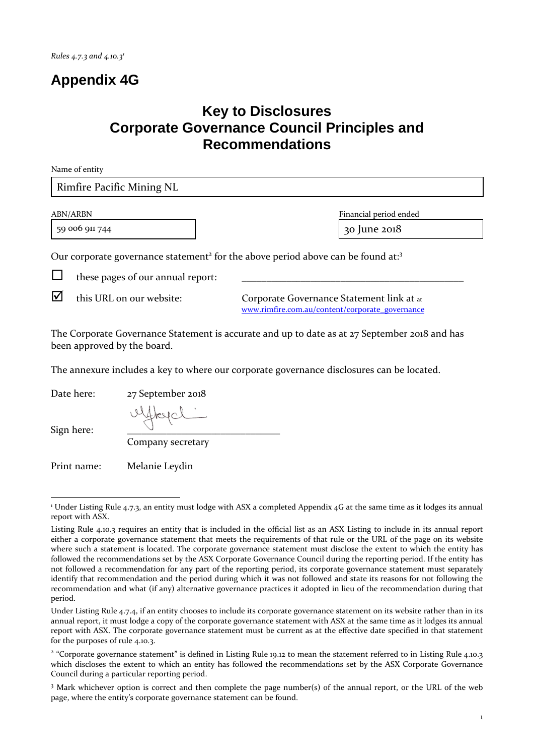*Rules 4.7.3 and 4.10.3*[1]

# Appendix 4G

## Key to Disclosures
## Corporate Governance Council Principles and Recommendations

Name of entity

| Rimfire Pacific Mining NL |
|---|

| ABN/ARBN | Financial period ended |
|---|---|
| 59 006 911 744 | 30 June 2018 |

Our corporate governance statement[2] for the above period above can be found at:[3]

☐ these pages of our annual report: ____________________

☑ this URL on our website: Corporate Governance Statement link at at www.rimfire.com.au/content/corporate_governance

The Corporate Governance Statement is accurate and up to date as at 27 September 2018 and has been approved by the board.

The annexure includes a key to where our corporate governance disclosures can be located.

Date here: 27 September 2018

Sign here: ____________________
Company secretary

Print name: Melanie Leydin

---

[1] Under Listing Rule 4.7.3, an entity must lodge with ASX a completed Appendix 4G at the same time as it lodges its annual report with ASX.

Listing Rule 4.10.3 requires an entity that is included in the official list as an ASX Listing to include in its annual report either a corporate governance statement that meets the requirements of that rule or the URL of the page on its website where such a statement is located. The corporate governance statement must disclose the extent to which the entity has followed the recommendations set by the ASX Corporate Governance Council during the reporting period. If the entity has not followed a recommendation for any part of the reporting period, its corporate governance statement must separately identify that recommendation and the period during which it was not followed and state its reasons for not following the recommendation and what (if any) alternative governance practices it adopted in lieu of the recommendation during that period.

Under Listing Rule 4.7.4, if an entity chooses to include its corporate governance statement on its website rather than in its annual report, it must lodge a copy of the corporate governance statement with ASX at the same time as it lodges its annual report with ASX. The corporate governance statement must be current as at the effective date specified in that statement for the purposes of rule 4.10.3.

[2] "Corporate governance statement" is defined in Listing Rule 19.12 to mean the statement referred to in Listing Rule 4.10.3 which discloses the extent to which an entity has followed the recommendations set by the ASX Corporate Governance Council during a particular reporting period.

[3] Mark whichever option is correct and then complete the page number(s) of the annual report, or the URL of the web page, where the entity's corporate governance statement can be found.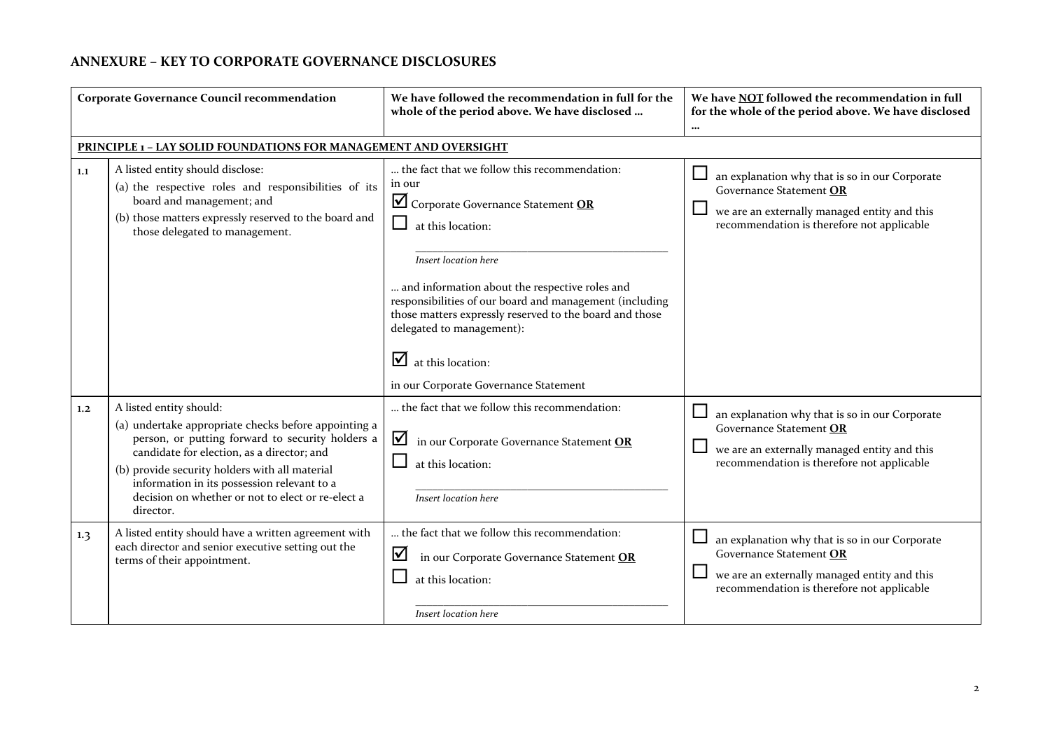## ANNEXURE – KEY TO CORPORATE GOVERNANCE DISCLOSURES

| | Corporate Governance Council recommendation | We have followed the recommendation in full for the whole of the period above. We have disclosed … | We have NOT followed the recommendation in full for the whole of the period above. We have disclosed … |
|---|---|---|---|
| **PRINCIPLE 1 – LAY SOLID FOUNDATIONS FOR MANAGEMENT AND OVERSIGHT** | | | |
| 1.1 | A listed entity should disclose:<br>(a) the respective roles and responsibilities of its board and management; and<br>(b) those matters expressly reserved to the board and those delegated to management. | … the fact that we follow this recommendation: in our<br>☑ Corporate Governance Statement **OR**<br>☐ at this location:<br>_____<br>*Insert location here*<br>… and information about the respective roles and responsibilities of our board and management (including those matters expressly reserved to the board and those delegated to management):<br>☑ at this location:<br>in our Corporate Governance Statement | ☐ an explanation why that is so in our Corporate Governance Statement **OR**<br>☐ we are an externally managed entity and this recommendation is therefore not applicable |
| 1.2 | A listed entity should:<br>(a) undertake appropriate checks before appointing a person, or putting forward to security holders a candidate for election, as a director; and<br>(b) provide security holders with all material information in its possession relevant to a decision on whether or not to elect or re-elect a director. | … the fact that we follow this recommendation:<br>☑ in our Corporate Governance Statement **OR**<br>☐ at this location:<br>_____<br>*Insert location here* | ☐ an explanation why that is so in our Corporate Governance Statement **OR**<br>☐ we are an externally managed entity and this recommendation is therefore not applicable |
| 1.3 | A listed entity should have a written agreement with each director and senior executive setting out the terms of their appointment. | … the fact that we follow this recommendation:<br>☑ in our Corporate Governance Statement **OR**<br>☐ at this location:<br>_____<br>*Insert location here* | ☐ an explanation why that is so in our Corporate Governance Statement **OR**<br>☐ we are an externally managed entity and this recommendation is therefore not applicable |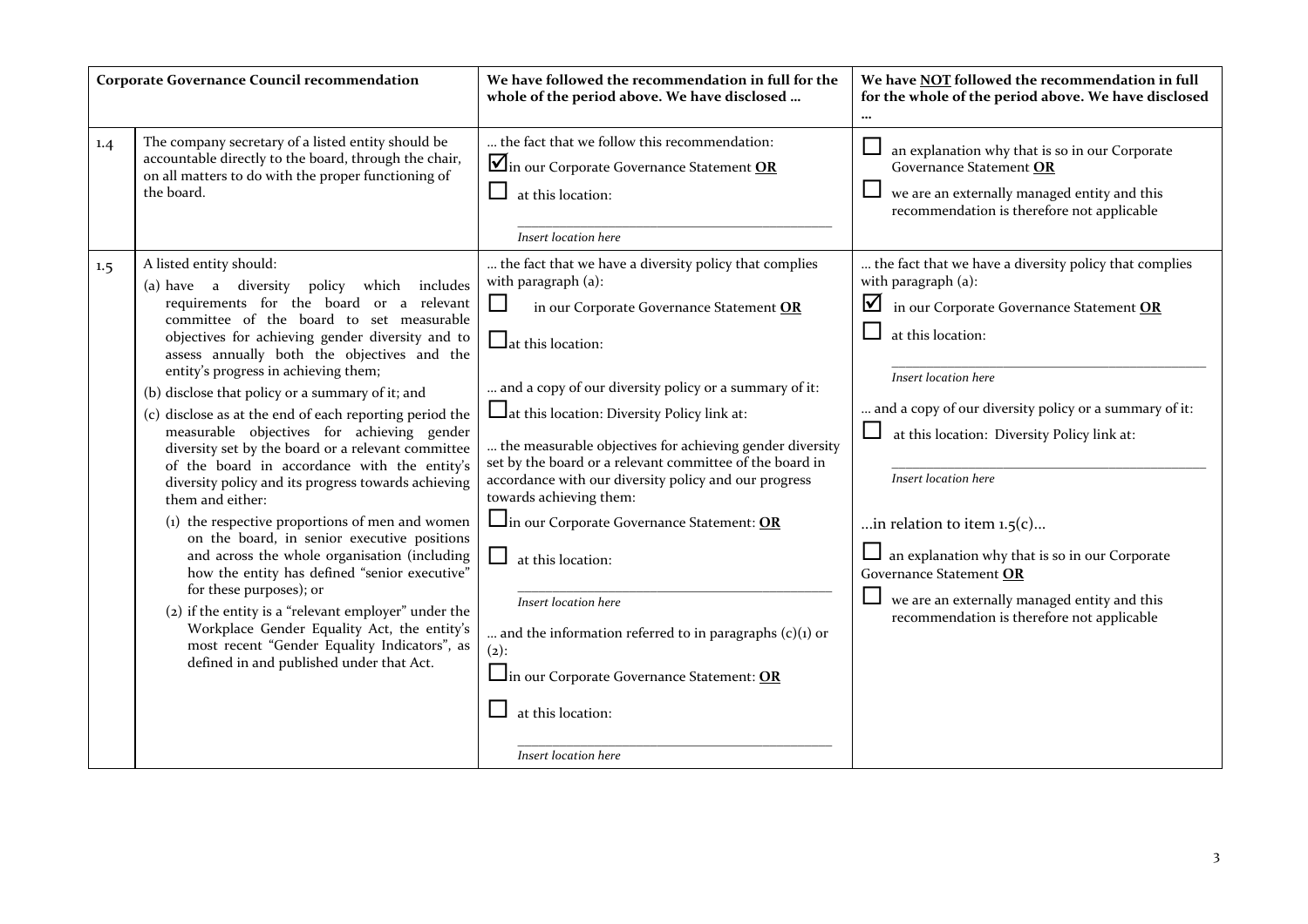| Corporate Governance Council recommendation | | We have followed the recommendation in full for the whole of the period above. We have disclosed … | We have NOT followed the recommendation in full for the whole of the period above. We have disclosed … |
|---|---|---|---|
| 1.4 | The company secretary of a listed entity should be accountable directly to the board, through the chair, on all matters to do with the proper functioning of the board. | … the fact that we follow this recommendation:<br>☑ in our Corporate Governance Statement **OR**<br>☐ at this location:<br>\_\_\_\_\_\_\_\_\_\_\_\_\_\_\_\_\_\_\_\_<br>*Insert location here* | ☐ an explanation why that is so in our Corporate Governance Statement **OR**<br>☐ we are an externally managed entity and this recommendation is therefore not applicable |
| 1.5 | A listed entity should:<br>(a) have a diversity policy which includes requirements for the board or a relevant committee of the board to set measurable objectives for achieving gender diversity and to assess annually both the objectives and the entity's progress in achieving them;<br>(b) disclose that policy or a summary of it; and<br>(c) disclose as at the end of each reporting period the measurable objectives for achieving gender diversity set by the board or a relevant committee of the board in accordance with the entity's diversity policy and its progress towards achieving them and either:<br>(1) the respective proportions of men and women on the board, in senior executive positions and across the whole organisation (including how the entity has defined "senior executive" for these purposes); or<br>(2) if the entity is a "relevant employer" under the Workplace Gender Equality Act, the entity's most recent "Gender Equality Indicators", as defined in and published under that Act. | … the fact that we have a diversity policy that complies with paragraph (a):<br>☐ in our Corporate Governance Statement **OR**<br>☐ at this location:<br><br>… and a copy of our diversity policy or a summary of it:<br>☐ at this location: Diversity Policy link at:<br><br>… the measurable objectives for achieving gender diversity set by the board or a relevant committee of the board in accordance with our diversity policy and our progress towards achieving them:<br>☐ in our Corporate Governance Statement: **OR**<br>☐ at this location:<br>\_\_\_\_\_\_\_\_\_\_\_\_\_\_\_\_\_\_\_\_<br>*Insert location here*<br><br>… and the information referred to in paragraphs (c)(1) or (2):<br>☐ in our Corporate Governance Statement: **OR**<br>☐ at this location:<br>\_\_\_\_\_\_\_\_\_\_\_\_\_\_\_\_\_\_\_\_<br>*Insert location here* | … the fact that we have a diversity policy that complies with paragraph (a):<br>☑ in our Corporate Governance Statement **OR**<br>☐ at this location:<br>\_\_\_\_\_\_\_\_\_\_\_\_\_\_\_\_\_\_\_\_<br>*Insert location here*<br><br>… and a copy of our diversity policy or a summary of it:<br>☐ at this location: Diversity Policy link at:<br>\_\_\_\_\_\_\_\_\_\_\_\_\_\_\_\_\_\_\_\_<br>*Insert location here*<br><br>…in relation to item 1.5(c)…<br>☐ an explanation why that is so in our Corporate Governance Statement **OR**<br>☐ we are an externally managed entity and this recommendation is therefore not applicable |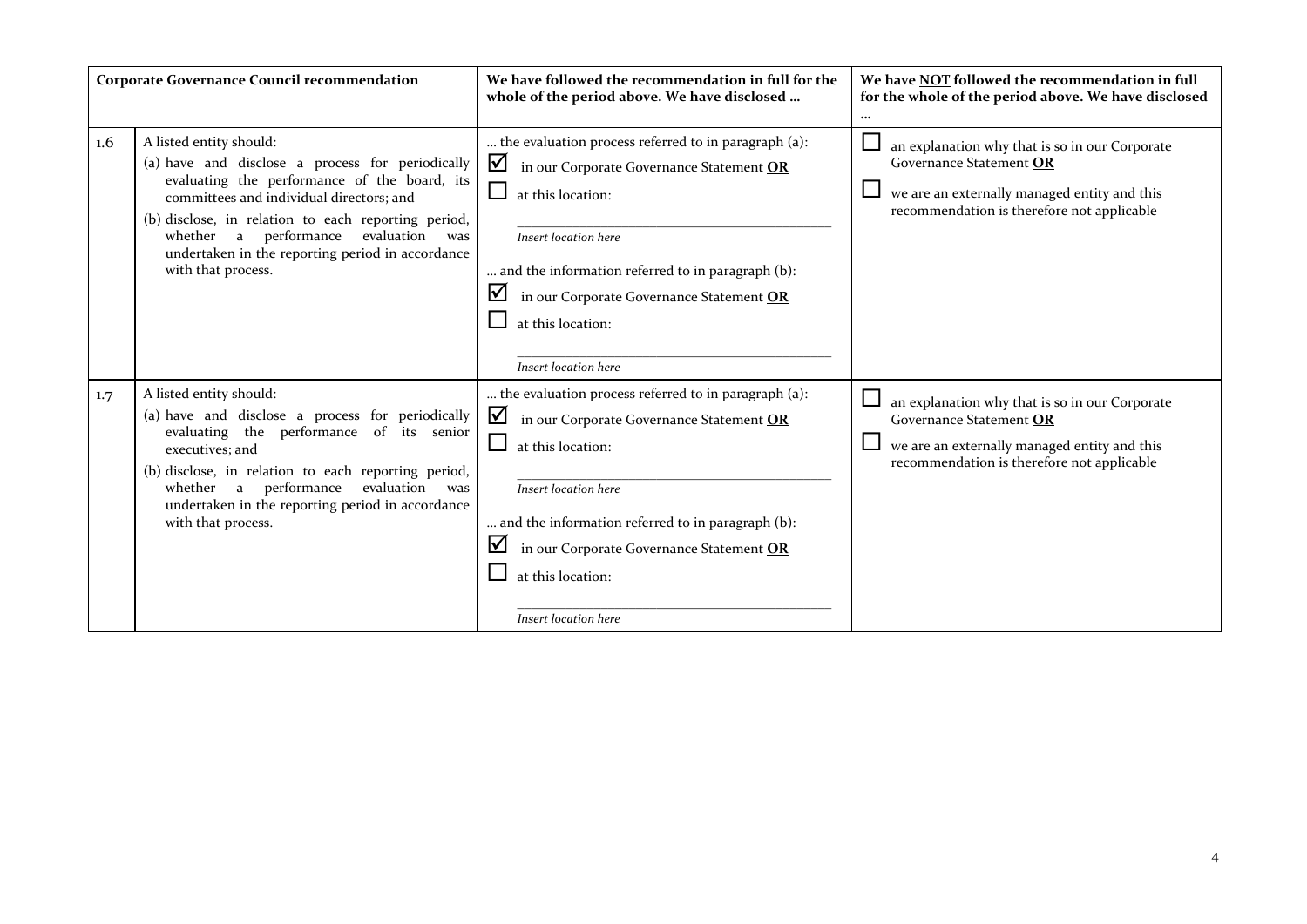| | Corporate Governance Council recommendation | We have followed the recommendation in full for the whole of the period above. We have disclosed … | We have NOT followed the recommendation in full for the whole of the period above. We have disclosed … |
|---|---|---|---|
| 1.6 | A listed entity should:<br>(a) have and disclose a process for periodically evaluating the performance of the board, its committees and individual directors; and<br>(b) disclose, in relation to each reporting period, whether a performance evaluation was undertaken in the reporting period in accordance with that process. | … the evaluation process referred to in paragraph (a):<br>☑ in our Corporate Governance Statement **OR**<br>☐ at this location:<br>\_\_\_\_\_\_\_\_\_\_\_\_\_\_\_\_\_\_\_\_<br>*Insert location here*<br>… and the information referred to in paragraph (b):<br>☑ in our Corporate Governance Statement **OR**<br>☐ at this location:<br>\_\_\_\_\_\_\_\_\_\_\_\_\_\_\_\_\_\_\_\_<br>*Insert location here* | ☐ an explanation why that is so in our Corporate Governance Statement **OR**<br>☐ we are an externally managed entity and this recommendation is therefore not applicable |
| 1.7 | A listed entity should:<br>(a) have and disclose a process for periodically evaluating the performance of its senior executives; and<br>(b) disclose, in relation to each reporting period, whether a performance evaluation was undertaken in the reporting period in accordance with that process. | … the evaluation process referred to in paragraph (a):<br>☑ in our Corporate Governance Statement **OR**<br>☐ at this location:<br>\_\_\_\_\_\_\_\_\_\_\_\_\_\_\_\_\_\_\_\_<br>*Insert location here*<br>… and the information referred to in paragraph (b):<br>☑ in our Corporate Governance Statement **OR**<br>☐ at this location:<br>\_\_\_\_\_\_\_\_\_\_\_\_\_\_\_\_\_\_\_\_<br>*Insert location here* | ☐ an explanation why that is so in our Corporate Governance Statement **OR**<br>☐ we are an externally managed entity and this recommendation is therefore not applicable |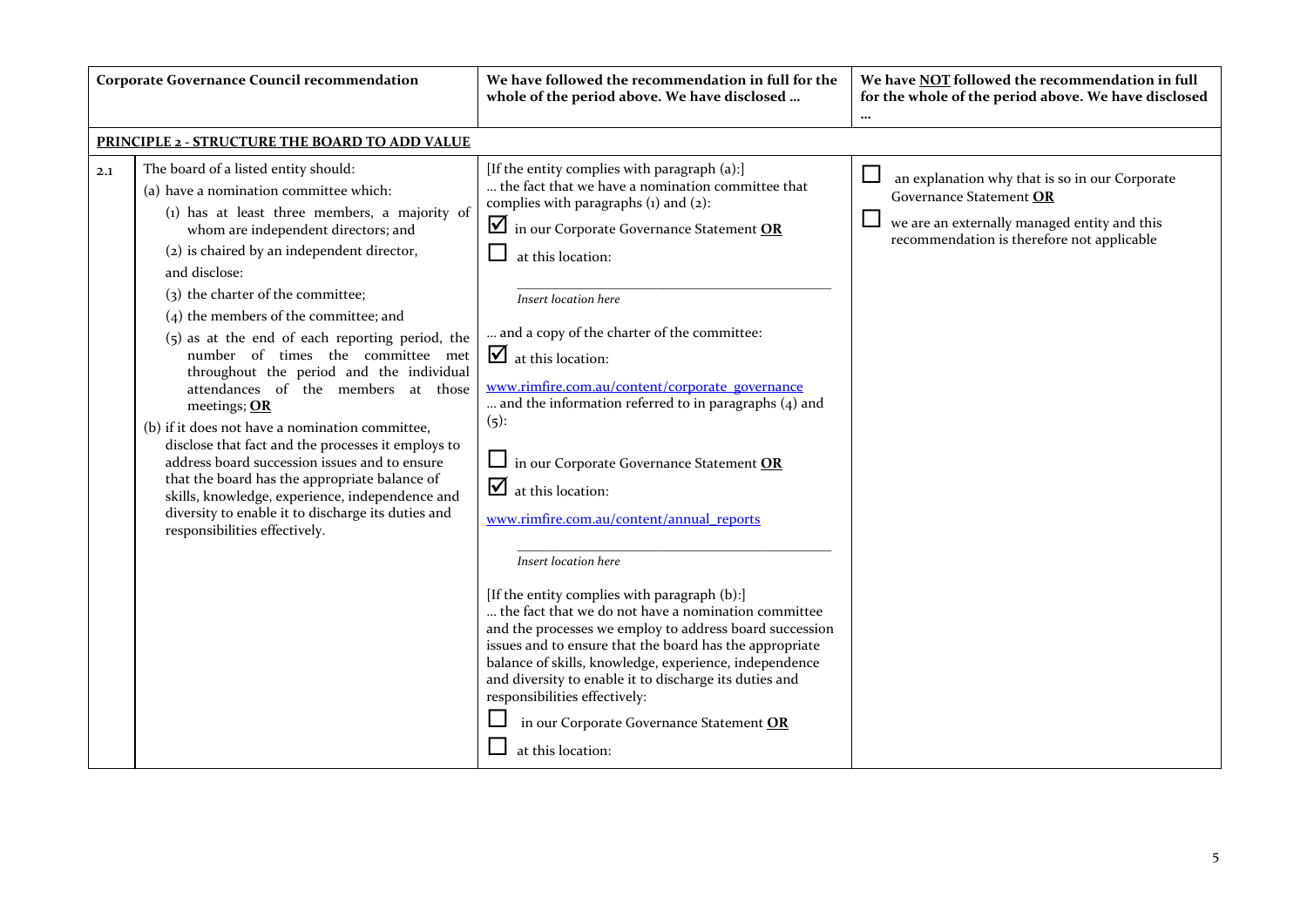| | Corporate Governance Council recommendation | We have followed the recommendation in full for the whole of the period above. We have disclosed … | We have NOT followed the recommendation in full for the whole of the period above. We have disclosed … |
|---|---|---|---|
| | **PRINCIPLE 2 - STRUCTURE THE BOARD TO ADD VALUE** | | |
| 2.1 | The board of a listed entity should:<br>(a) have a nomination committee which:<br>(1) has at least three members, a majority of whom are independent directors; and<br>(2) is chaired by an independent director,<br>and disclose:<br>(3) the charter of the committee;<br>(4) the members of the committee; and<br>(5) as at the end of each reporting period, the number of times the committee met throughout the period and the individual attendances of the members at those meetings; **OR**<br>(b) if it does not have a nomination committee, disclose that fact and the processes it employs to address board succession issues and to ensure that the board has the appropriate balance of skills, knowledge, experience, independence and diversity to enable it to discharge its duties and responsibilities effectively. | [If the entity complies with paragraph (a):]<br>… the fact that we have a nomination committee that complies with paragraphs (1) and (2):<br>☑ in our Corporate Governance Statement **OR**<br>☐ at this location:<br>_Insert location here_<br>… and a copy of the charter of the committee:<br>☑ at this location:<br>www.rimfire.com.au/content/corporate_governance<br>… and the information referred to in paragraphs (4) and (5):<br>☐ in our Corporate Governance Statement **OR**<br>☑ at this location:<br>www.rimfire.com.au/content/annual_reports<br>_Insert location here_<br>[If the entity complies with paragraph (b):]<br>… the fact that we do not have a nomination committee and the processes we employ to address board succession issues and to ensure that the board has the appropriate balance of skills, knowledge, experience, independence and diversity to enable it to discharge its duties and responsibilities effectively:<br>☐ in our Corporate Governance Statement **OR**<br>☐ at this location: | ☐ an explanation why that is so in our Corporate Governance Statement **OR**<br>☐ we are an externally managed entity and this recommendation is therefore not applicable |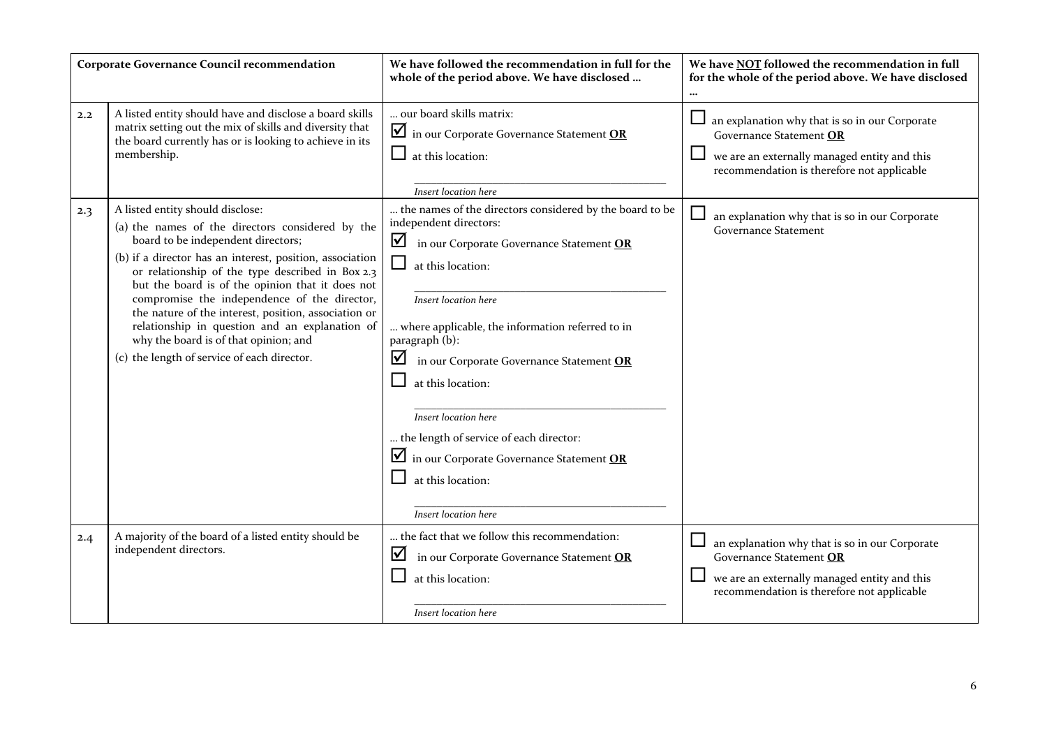| Corporate Governance Council recommendation | | We have followed the recommendation in full for the whole of the period above. We have disclosed … | We have NOT followed the recommendation in full for the whole of the period above. We have disclosed … |
|---|---|---|---|
| 2.2 | A listed entity should have and disclose a board skills matrix setting out the mix of skills and diversity that the board currently has or is looking to achieve in its membership. | … our board skills matrix:<br>☑ in our Corporate Governance Statement **OR**<br>☐ at this location:<br>_____________<br>*Insert location here* | ☐ an explanation why that is so in our Corporate Governance Statement **OR**<br>☐ we are an externally managed entity and this recommendation is therefore not applicable |
| 2.3 | A listed entity should disclose:<br>(a) the names of the directors considered by the board to be independent directors;<br>(b) if a director has an interest, position, association or relationship of the type described in Box 2.3 but the board is of the opinion that it does not compromise the independence of the director, the nature of the interest, position, association or relationship in question and an explanation of why the board is of that opinion; and<br>(c) the length of service of each director. | … the names of the directors considered by the board to be independent directors:<br>☑ in our Corporate Governance Statement **OR**<br>☐ at this location:<br>_____________<br>*Insert location here*<br>… where applicable, the information referred to in paragraph (b):<br>☑ in our Corporate Governance Statement **OR**<br>☐ at this location:<br>_____________<br>*Insert location here*<br>… the length of service of each director:<br>☑ in our Corporate Governance Statement **OR**<br>☐ at this location:<br>_____________<br>*Insert location here* | ☐ an explanation why that is so in our Corporate Governance Statement |
| 2.4 | A majority of the board of a listed entity should be independent directors. | … the fact that we follow this recommendation:<br>☑ in our Corporate Governance Statement **OR**<br>☐ at this location:<br>_____________<br>*Insert location here* | ☐ an explanation why that is so in our Corporate Governance Statement **OR**<br>☐ we are an externally managed entity and this recommendation is therefore not applicable |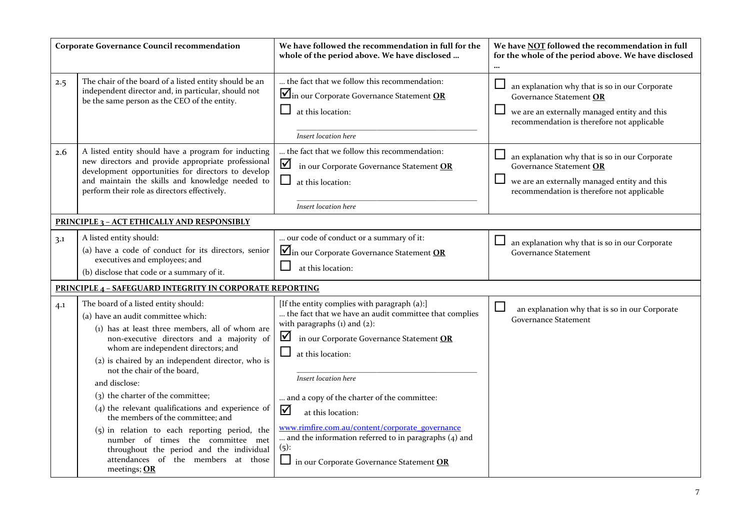| Corporate Governance Council recommendation | | We have followed the recommendation in full for the whole of the period above. We have disclosed … | We have NOT followed the recommendation in full for the whole of the period above. We have disclosed … |
|---|---|---|---|
| 2.5 | The chair of the board of a listed entity should be an independent director and, in particular, should not be the same person as the CEO of the entity. | … the fact that we follow this recommendation:<br>☑ in our Corporate Governance Statement **OR**<br>☐ at this location:<br>_____<br>*Insert location here* | ☐ an explanation why that is so in our Corporate Governance Statement **OR**<br>☐ we are an externally managed entity and this recommendation is therefore not applicable |
| 2.6 | A listed entity should have a program for inducting new directors and provide appropriate professional development opportunities for directors to develop and maintain the skills and knowledge needed to perform their role as directors effectively. | … the fact that we follow this recommendation:<br>☑ in our Corporate Governance Statement **OR**<br>☐ at this location:<br>_____<br>*Insert location here* | ☐ an explanation why that is so in our Corporate Governance Statement **OR**<br>☐ we are an externally managed entity and this recommendation is therefore not applicable |
| **PRINCIPLE 3 – ACT ETHICALLY AND RESPONSIBLY** | | | |
| 3.1 | A listed entity should:<br>(a) have a code of conduct for its directors, senior executives and employees; and<br>(b) disclose that code or a summary of it. | … our code of conduct or a summary of it:<br>☑ in our Corporate Governance Statement **OR**<br>☐ at this location: | ☐ an explanation why that is so in our Corporate Governance Statement |
| **PRINCIPLE 4 – SAFEGUARD INTEGRITY IN CORPORATE REPORTING** | | | |
| 4.1 | The board of a listed entity should:<br>(a) have an audit committee which:<br>(1) has at least three members, all of whom are non-executive directors and a majority of whom are independent directors; and<br>(2) is chaired by an independent director, who is not the chair of the board,<br>and disclose:<br>(3) the charter of the committee;<br>(4) the relevant qualifications and experience of the members of the committee; and<br>(5) in relation to each reporting period, the number of times the committee met throughout the period and the individual attendances of the members at those meetings; **OR** | [If the entity complies with paragraph (a):]<br>… the fact that we have an audit committee that complies with paragraphs (1) and (2):<br>☑ in our Corporate Governance Statement **OR**<br>☐ at this location:<br>_____<br>*Insert location here*<br>… and a copy of the charter of the committee:<br>☑ at this location:<br>www.rimfire.com.au/content/corporate_governance<br>… and the information referred to in paragraphs (4) and (5):<br>☐ in our Corporate Governance Statement **OR** | ☐ an explanation why that is so in our Corporate Governance Statement |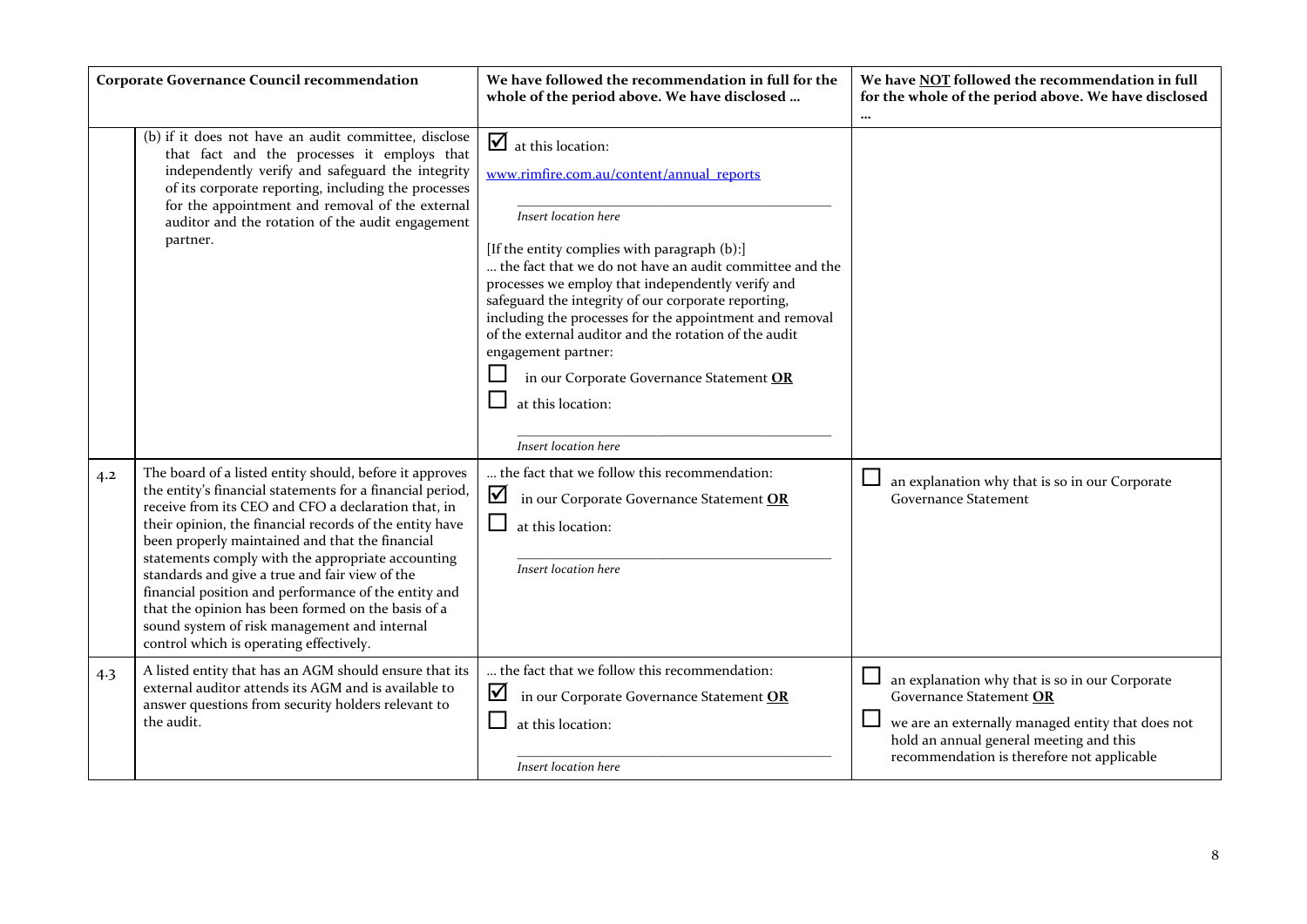| | Corporate Governance Council recommendation | We have followed the recommendation in full for the whole of the period above. We have disclosed … | We have NOT followed the recommendation in full for the whole of the period above. We have disclosed … |
|---|---|---|---|
| | (b) if it does not have an audit committee, disclose that fact and the processes it employs that independently verify and safeguard the integrity of its corporate reporting, including the processes for the appointment and removal of the external auditor and the rotation of the audit engagement partner. | ☑ at this location: www.rimfire.com.au/content/annual_reports <br> *Insert location here* <br> [If the entity complies with paragraph (b):] … the fact that we do not have an audit committee and the processes we employ that independently verify and safeguard the integrity of our corporate reporting, including the processes for the appointment and removal of the external auditor and the rotation of the audit engagement partner: <br> ☐ in our Corporate Governance Statement **OR** <br> ☐ at this location: <br> *Insert location here* | |
| 4.2 | The board of a listed entity should, before it approves the entity's financial statements for a financial period, receive from its CEO and CFO a declaration that, in their opinion, the financial records of the entity have been properly maintained and that the financial statements comply with the appropriate accounting standards and give a true and fair view of the financial position and performance of the entity and that the opinion has been formed on the basis of a sound system of risk management and internal control which is operating effectively. | … the fact that we follow this recommendation: <br> ☑ in our Corporate Governance Statement **OR** <br> ☐ at this location: <br> *Insert location here* | ☐ an explanation why that is so in our Corporate Governance Statement |
| 4.3 | A listed entity that has an AGM should ensure that its external auditor attends its AGM and is available to answer questions from security holders relevant to the audit. | … the fact that we follow this recommendation: <br> ☑ in our Corporate Governance Statement **OR** <br> ☐ at this location: <br> *Insert location here* | ☐ an explanation why that is so in our Corporate Governance Statement **OR** <br> ☐ we are an externally managed entity that does not hold an annual general meeting and this recommendation is therefore not applicable |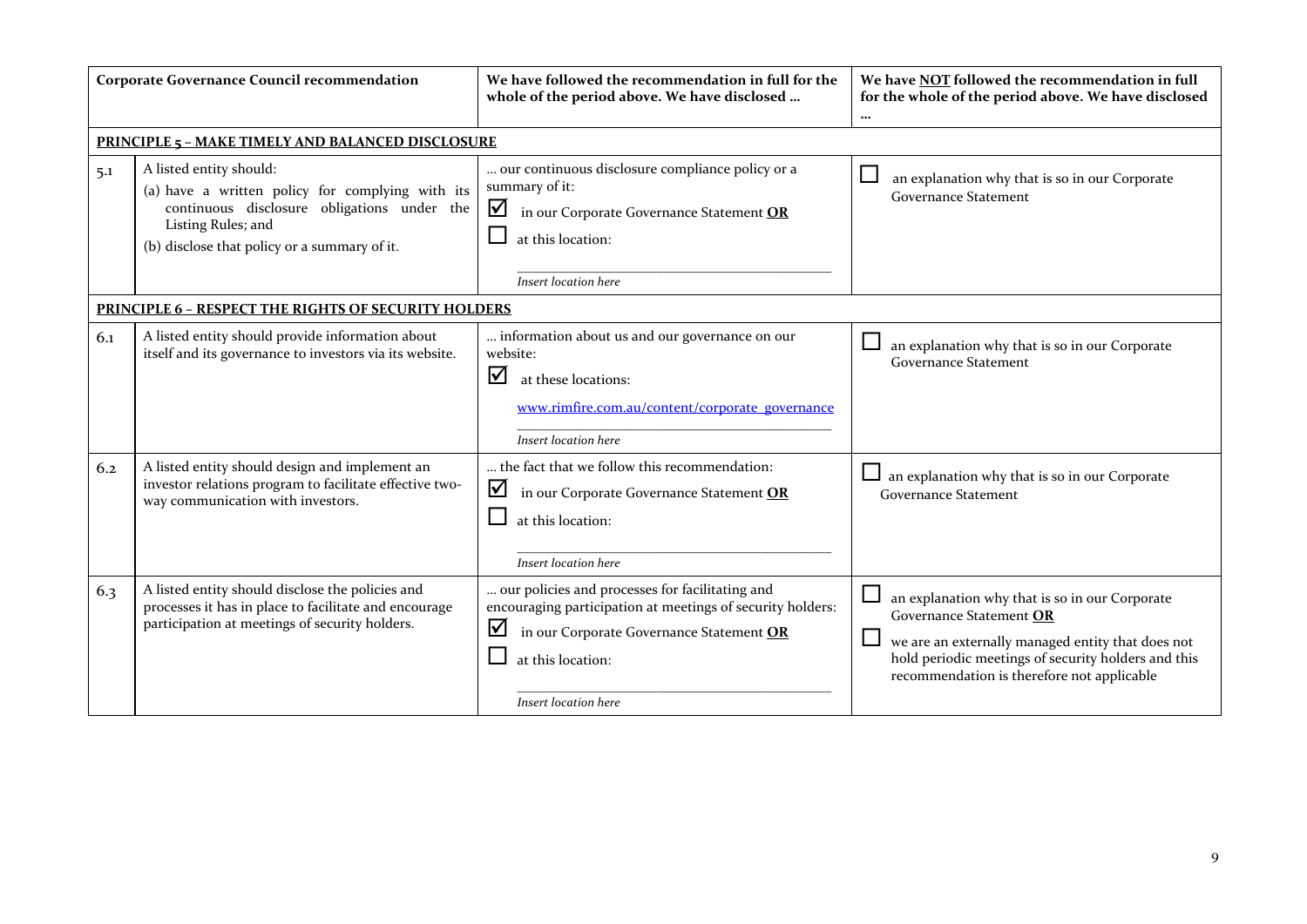| | Corporate Governance Council recommendation | We have followed the recommendation in full for the whole of the period above. We have disclosed … | We have NOT followed the recommendation in full for the whole of the period above. We have disclosed … |
|---|---|---|---|
| **PRINCIPLE 5 – MAKE TIMELY AND BALANCED DISCLOSURE** | | | |
| 5.1 | A listed entity should:<br>(a) have a written policy for complying with its continuous disclosure obligations under the Listing Rules; and<br>(b) disclose that policy or a summary of it. | … our continuous disclosure compliance policy or a summary of it:<br>☑ in our Corporate Governance Statement **OR**<br>☐ at this location:<br>______________________<br>*Insert location here* | ☐ an explanation why that is so in our Corporate Governance Statement |
| **PRINCIPLE 6 – RESPECT THE RIGHTS OF SECURITY HOLDERS** | | | |
| 6.1 | A listed entity should provide information about itself and its governance to investors via its website. | … information about us and our governance on our website:<br>☑ at these locations:<br>www.rimfire.com.au/content/corporate_governance<br>*Insert location here* | ☐ an explanation why that is so in our Corporate Governance Statement |
| 6.2 | A listed entity should design and implement an investor relations program to facilitate effective two-way communication with investors. | … the fact that we follow this recommendation:<br>☑ in our Corporate Governance Statement **OR**<br>☐ at this location:<br>______________________<br>*Insert location here* | ☐ an explanation why that is so in our Corporate Governance Statement |
| 6.3 | A listed entity should disclose the policies and processes it has in place to facilitate and encourage participation at meetings of security holders. | … our policies and processes for facilitating and encouraging participation at meetings of security holders:<br>☑ in our Corporate Governance Statement **OR**<br>☐ at this location:<br>______________________<br>*Insert location here* | ☐ an explanation why that is so in our Corporate Governance Statement **OR**<br>☐ we are an externally managed entity that does not hold periodic meetings of security holders and this recommendation is therefore not applicable |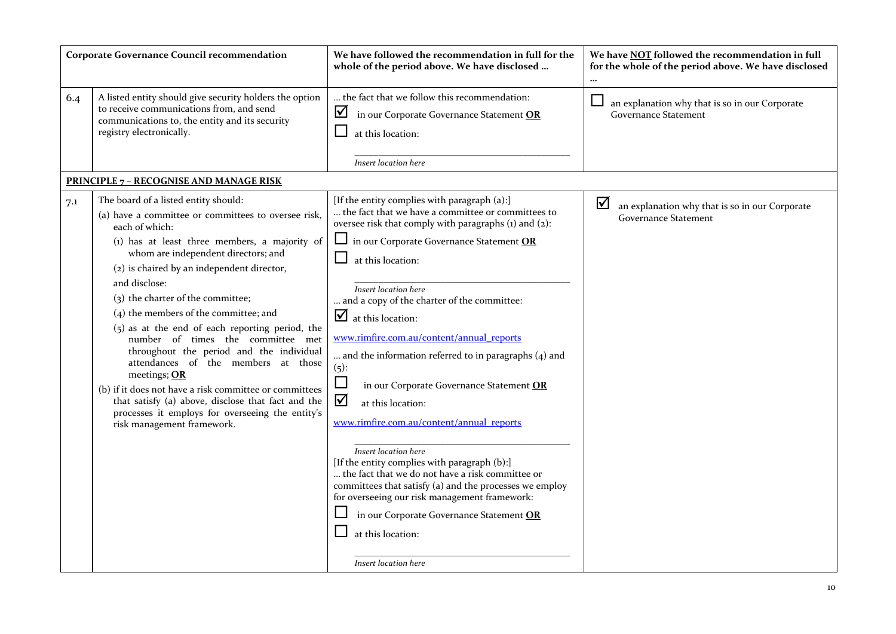| Corporate Governance Council recommendation | | We have followed the recommendation in full for the whole of the period above. We have disclosed … | We have NOT followed the recommendation in full for the whole of the period above. We have disclosed … |
|---|---|---|---|
| 6.4 | A listed entity should give security holders the option to receive communications from, and send communications to, the entity and its security registry electronically. | … the fact that we follow this recommendation:<br>☑ in our Corporate Governance Statement **OR**<br>☐ at this location:<br>*Insert location here* | ☐ an explanation why that is so in our Corporate Governance Statement |
| **PRINCIPLE 7 – RECOGNISE AND MANAGE RISK** | | | |
| 7.1 | The board of a listed entity should:<br>(a) have a committee or committees to oversee risk, each of which:<br>(1) has at least three members, a majority of whom are independent directors; and<br>(2) is chaired by an independent director,<br>and disclose:<br>(3) the charter of the committee;<br>(4) the members of the committee; and<br>(5) as at the end of each reporting period, the number of times the committee met throughout the period and the individual attendances of the members at those meetings; **OR**<br>(b) if it does not have a risk committee or committees that satisfy (a) above, disclose that fact and the processes it employs for overseeing the entity's risk management framework. | [If the entity complies with paragraph (a):]<br>… the fact that we have a committee or committees to oversee risk that comply with paragraphs (1) and (2):<br>☐ in our Corporate Governance Statement **OR**<br>☐ at this location:<br>*Insert location here*<br>… and a copy of the charter of the committee:<br>☑ at this location:<br>www.rimfire.com.au/content/annual_reports<br>… and the information referred to in paragraphs (4) and (5):<br>☐ in our Corporate Governance Statement **OR**<br>☑ at this location:<br>www.rimfire.com.au/content/annual_reports<br>*Insert location here*<br>[If the entity complies with paragraph (b):]<br>… the fact that we do not have a risk committee or committees that satisfy (a) and the processes we employ for overseeing our risk management framework:<br>☐ in our Corporate Governance Statement **OR**<br>☐ at this location:<br>*Insert location here* | ☑ an explanation why that is so in our Corporate Governance Statement |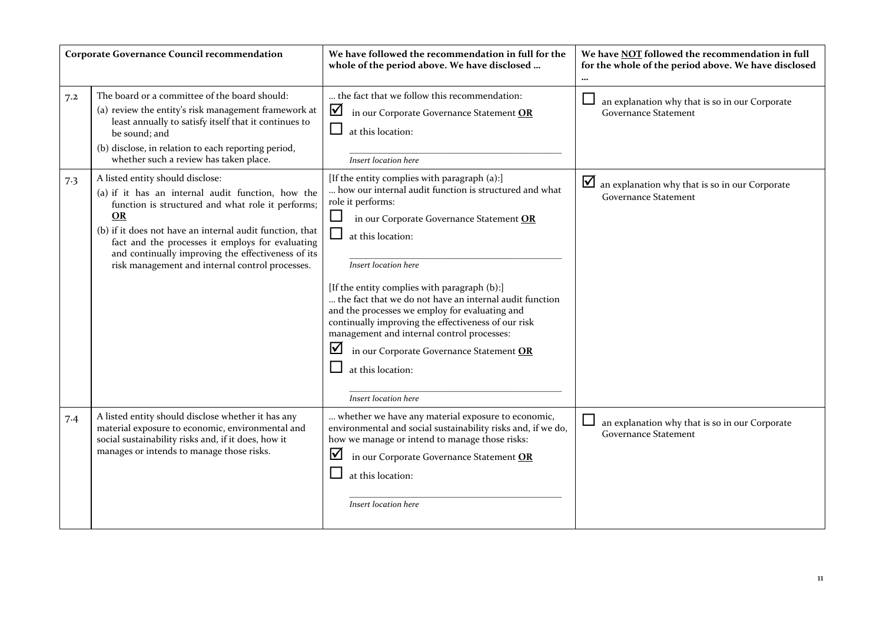| | Corporate Governance Council recommendation | We have followed the recommendation in full for the whole of the period above. We have disclosed … | We have NOT followed the recommendation in full for the whole of the period above. We have disclosed … |
|---|---|---|---|
| 7.2 | The board or a committee of the board should:<br>(a) review the entity's risk management framework at least annually to satisfy itself that it continues to be sound; and<br>(b) disclose, in relation to each reporting period, whether such a review has taken place. | … the fact that we follow this recommendation:<br>☑ in our Corporate Governance Statement **OR**<br>☐ at this location:<br>_____________________<br>*Insert location here* | ☐ an explanation why that is so in our Corporate Governance Statement |
| 7.3 | A listed entity should disclose:<br>(a) if it has an internal audit function, how the function is structured and what role it performs; **OR**<br>(b) if it does not have an internal audit function, that fact and the processes it employs for evaluating and continually improving the effectiveness of its risk management and internal control processes. | [If the entity complies with paragraph (a):]<br>… how our internal audit function is structured and what role it performs:<br>☐ in our Corporate Governance Statement **OR**<br>☐ at this location:<br>_____________________<br>*Insert location here*<br><br>[If the entity complies with paragraph (b):]<br>… the fact that we do not have an internal audit function and the processes we employ for evaluating and continually improving the effectiveness of our risk management and internal control processes:<br>☑ in our Corporate Governance Statement **OR**<br>☐ at this location:<br>_____________________<br>*Insert location here* | ☑ an explanation why that is so in our Corporate Governance Statement |
| 7.4 | A listed entity should disclose whether it has any material exposure to economic, environmental and social sustainability risks and, if it does, how it manages or intends to manage those risks. | … whether we have any material exposure to economic, environmental and social sustainability risks and, if we do, how we manage or intend to manage those risks:<br>☑ in our Corporate Governance Statement **OR**<br>☐ at this location:<br>_____________________<br>*Insert location here* | ☐ an explanation why that is so in our Corporate Governance Statement |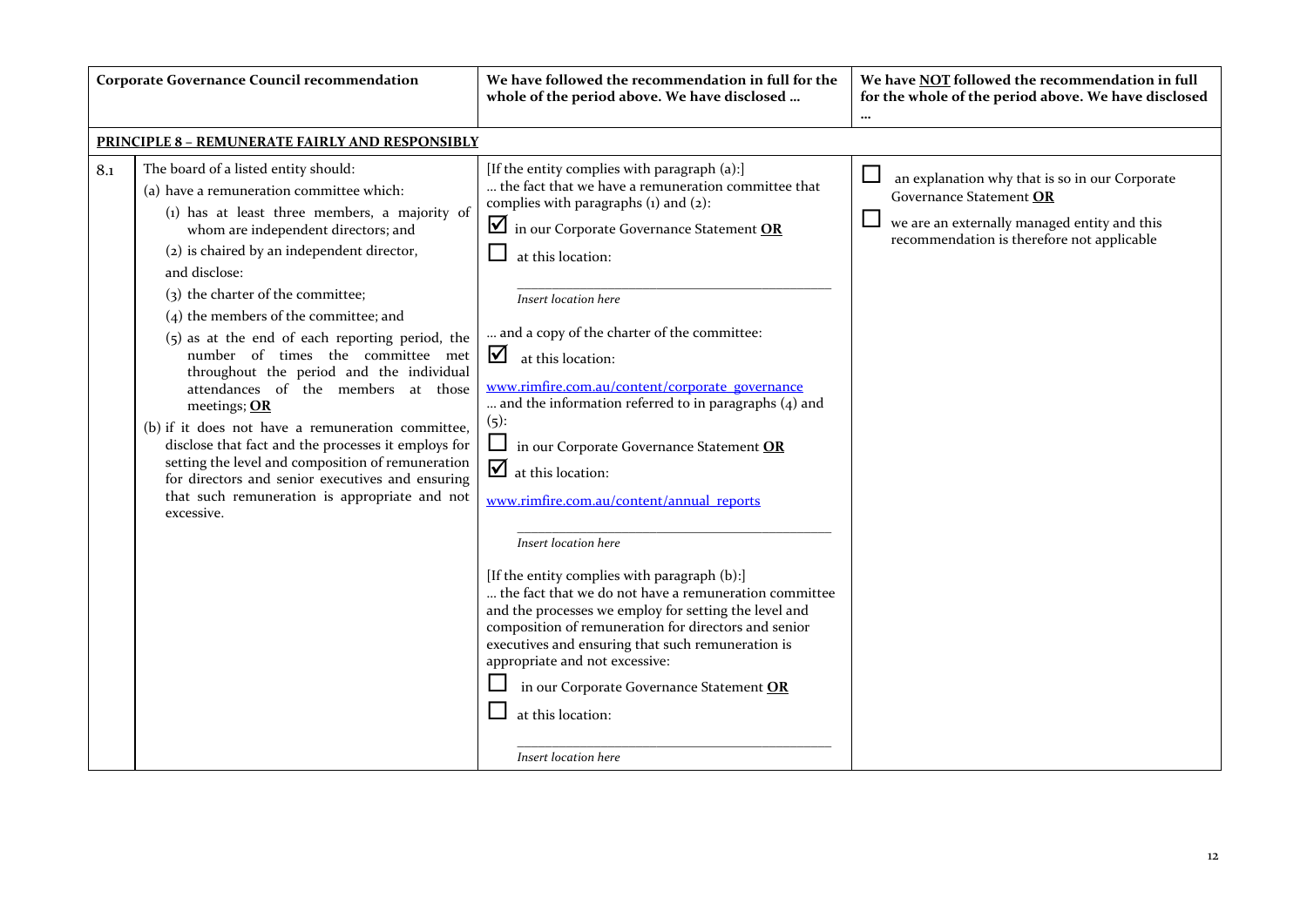| | Corporate Governance Council recommendation | We have followed the recommendation in full for the whole of the period above. We have disclosed … | We have **NOT** followed the recommendation in full for the whole of the period above. We have disclosed … |
|---|---|---|---|
| **PRINCIPLE 8 – REMUNERATE FAIRLY AND RESPONSIBLY** | | | |
| 8.1 | The board of a listed entity should:<br>(a) have a remuneration committee which:<br>(1) has at least three members, a majority of whom are independent directors; and<br>(2) is chaired by an independent director,<br>and disclose:<br>(3) the charter of the committee;<br>(4) the members of the committee; and<br>(5) as at the end of each reporting period, the number of times the committee met throughout the period and the individual attendances of the members at those meetings; **OR**<br>(b) if it does not have a remuneration committee, disclose that fact and the processes it employs for setting the level and composition of remuneration for directors and senior executives and ensuring that such remuneration is appropriate and not excessive. | [If the entity complies with paragraph (a):]<br>… the fact that we have a remuneration committee that complies with paragraphs (1) and (2):<br>☑ in our Corporate Governance Statement **OR**<br>☐ at this location:<br>*Insert location here*<br>… and a copy of the charter of the committee:<br>☑ at this location:<br>www.rimfire.com.au/content/corporate_governance<br>… and the information referred to in paragraphs (4) and (5):<br>☐ in our Corporate Governance Statement **OR**<br>☑ at this location:<br>www.rimfire.com.au/content/annual_reports<br>*Insert location here*<br>[If the entity complies with paragraph (b):]<br>… the fact that we do not have a remuneration committee and the processes we employ for setting the level and composition of remuneration for directors and senior executives and ensuring that such remuneration is appropriate and not excessive:<br>☐ in our Corporate Governance Statement **OR**<br>☐ at this location:<br>*Insert location here* | ☐ an explanation why that is so in our Corporate Governance Statement **OR**<br>☐ we are an externally managed entity and this recommendation is therefore not applicable |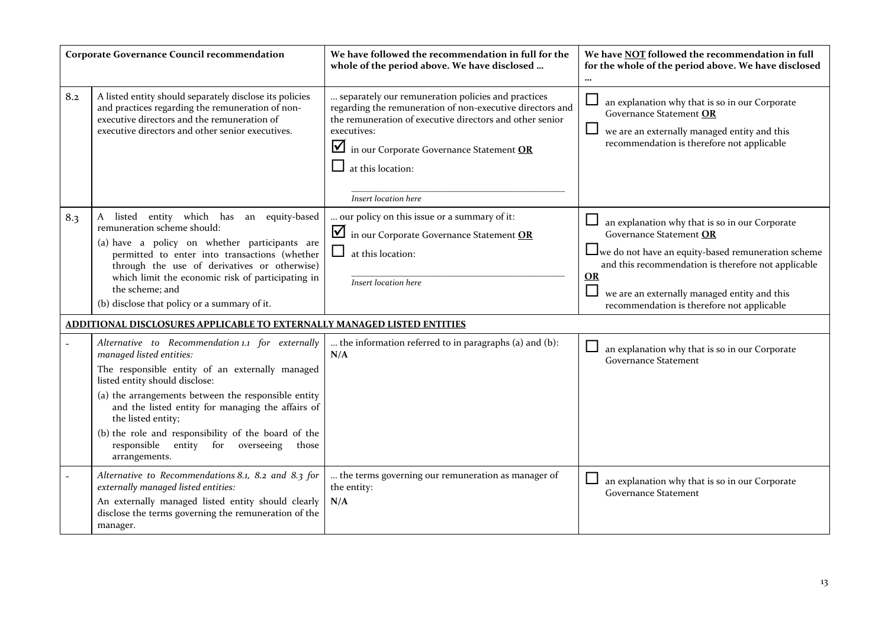| | Corporate Governance Council recommendation | We have followed the recommendation in full for the whole of the period above. We have disclosed … | We have NOT followed the recommendation in full for the whole of the period above. We have disclosed … |
|---|---|---|---|
| 8.2 | A listed entity should separately disclose its policies and practices regarding the remuneration of non-executive directors and the remuneration of executive directors and other senior executives. | … separately our remuneration policies and practices regarding the remuneration of non-executive directors and the remuneration of executive directors and other senior executives:<br>☑ in our Corporate Governance Statement **OR**<br>☐ at this location:<br>\_\_\_\_\_\_\_\_\_\_\_\_\_\_\_\_\_\_\_\_<br>*Insert location here* | ☐ an explanation why that is so in our Corporate Governance Statement **OR**<br>☐ we are an externally managed entity and this recommendation is therefore not applicable |
| 8.3 | A listed entity which has an equity-based remuneration scheme should:<br>(a) have a policy on whether participants are permitted to enter into transactions (whether through the use of derivatives or otherwise) which limit the economic risk of participating in the scheme; and<br>(b) disclose that policy or a summary of it. | … our policy on this issue or a summary of it:<br>☑ in our Corporate Governance Statement **OR**<br>☐ at this location:<br>\_\_\_\_\_\_\_\_\_\_\_\_\_\_\_\_\_\_\_\_<br>*Insert location here* | ☐ an explanation why that is so in our Corporate Governance Statement **OR**<br>☐ we do not have an equity-based remuneration scheme and this recommendation is therefore not applicable **OR**<br>☐ we are an externally managed entity and this recommendation is therefore not applicable |
| **ADDITIONAL DISCLOSURES APPLICABLE TO EXTERNALLY MANAGED LISTED ENTITIES** | | | |
| - | *Alternative to Recommendation 1.1 for externally managed listed entities:*<br>The responsible entity of an externally managed listed entity should disclose:<br>(a) the arrangements between the responsible entity and the listed entity for managing the affairs of the listed entity;<br>(b) the role and responsibility of the board of the responsible entity for overseeing those arrangements. | … the information referred to in paragraphs (a) and (b):<br>**N/A** | ☐ an explanation why that is so in our Corporate Governance Statement |
| - | *Alternative to Recommendations 8.1, 8.2 and 8.3 for externally managed listed entities:*<br>An externally managed listed entity should clearly disclose the terms governing the remuneration of the manager. | … the terms governing our remuneration as manager of the entity:<br>**N/A** | ☐ an explanation why that is so in our Corporate Governance Statement |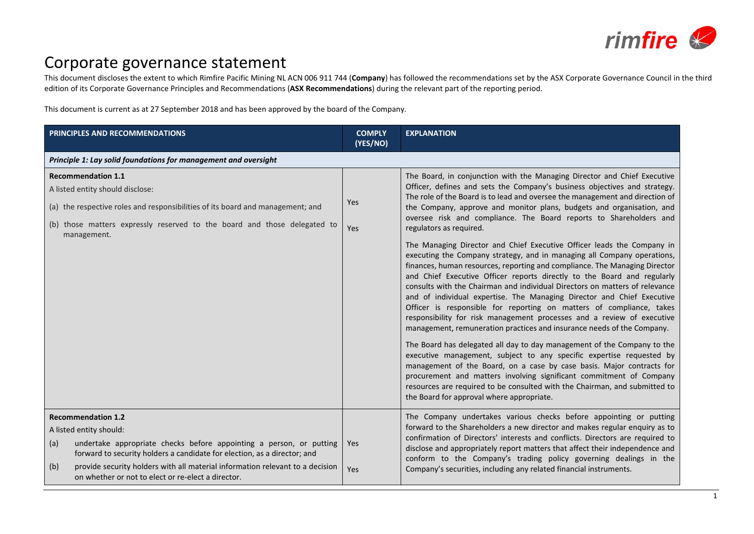# Corporate governance statement

This document discloses the extent to which Rimfire Pacific Mining NL ACN 006 911 744 (**Company**) has followed the recommendations set by the ASX Corporate Governance Council in the third edition of its Corporate Governance Principles and Recommendations (**ASX Recommendations**) during the relevant part of the reporting period.

This document is current as at 27 September 2018 and has been approved by the board of the Company.

| PRINCIPLES AND RECOMMENDATIONS | COMPLY (YES/NO) | EXPLANATION |
|---|---|---|
| ***Principle 1: Lay solid foundations for management and oversight*** | | |
| **Recommendation 1.1**<br>A listed entity should disclose:<br>(a) the respective roles and responsibilities of its board and management; and<br>(b) those matters expressly reserved to the board and those delegated to management. | Yes<br><br>Yes | The Board, in conjunction with the Managing Director and Chief Executive Officer, defines and sets the Company's business objectives and strategy. The role of the Board is to lead and oversee the management and direction of the Company, approve and monitor plans, budgets and organisation, and oversee risk and compliance. The Board reports to Shareholders and regulators as required.<br><br>The Managing Director and Chief Executive Officer leads the Company in executing the Company strategy, and in managing all Company operations, finances, human resources, reporting and compliance. The Managing Director and Chief Executive Officer reports directly to the Board and regularly consults with the Chairman and individual Directors on matters of relevance and of individual expertise. The Managing Director and Chief Executive Officer is responsible for reporting on matters of compliance, takes responsibility for risk management processes and a review of executive management, remuneration practices and insurance needs of the Company.<br><br>The Board has delegated all day to day management of the Company to the executive management, subject to any specific expertise requested by management of the Board, on a case by case basis. Major contracts for procurement and matters involving significant commitment of Company resources are required to be consulted with the Chairman, and submitted to the Board for approval where appropriate. |
| **Recommendation 1.2**<br>A listed entity should:<br>(a) undertake appropriate checks before appointing a person, or putting forward to security holders a candidate for election, as a director; and<br>(b) provide security holders with all material information relevant to a decision on whether or not to elect or re-elect a director. | Yes<br><br>Yes | The Company undertakes various checks before appointing or putting forward to the Shareholders a new director and makes regular enquiry as to confirmation of Directors' interests and conflicts. Directors are required to disclose and appropriately report matters that affect their independence and conform to the Company's trading policy governing dealings in the Company's securities, including any related financial instruments. |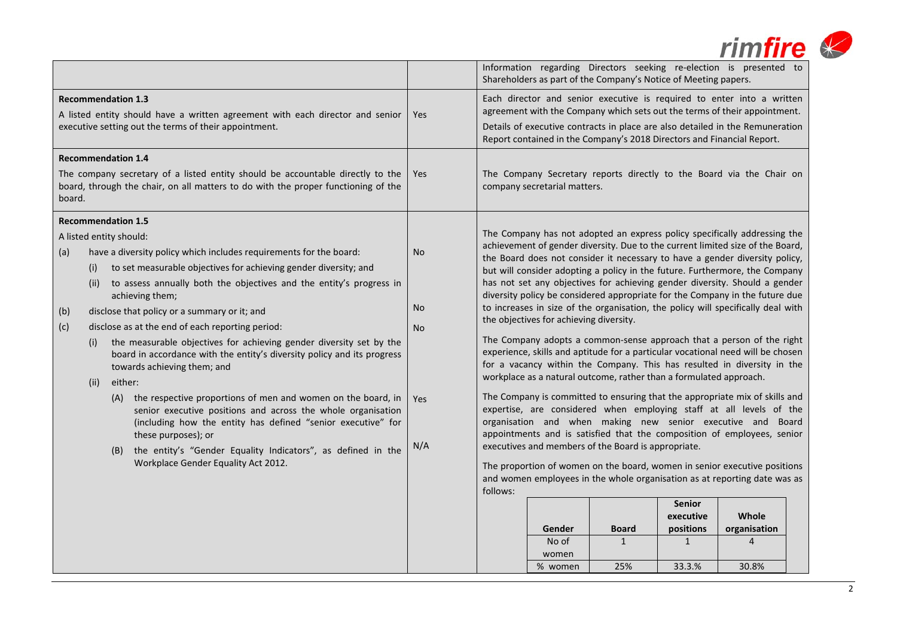| | | |
|---|---|---|
| | | Information regarding Directors seeking re-election is presented to Shareholders as part of the Company's Notice of Meeting papers. |
| **Recommendation 1.3**<br><br>A listed entity should have a written agreement with each director and senior executive setting out the terms of their appointment. | Yes | Each director and senior executive is required to enter into a written agreement with the Company which sets out the terms of their appointment.<br><br>Details of executive contracts in place are also detailed in the Remuneration Report contained in the Company's 2018 Directors and Financial Report. |
| **Recommendation 1.4**<br><br>The company secretary of a listed entity should be accountable directly to the board, through the chair, on all matters to do with the proper functioning of the board. | Yes | The Company Secretary reports directly to the Board via the Chair on company secretarial matters. |
| **Recommendation 1.5**<br><br>A listed entity should:<br><br>(a) have a diversity policy which includes requirements for the board:<br>(i) to set measurable objectives for achieving gender diversity; and<br>(ii) to assess annually both the objectives and the entity's progress in achieving them;<br><br>(b) disclose that policy or a summary or it; and<br><br>(c) disclose as at the end of each reporting period:<br>(i) the measurable objectives for achieving gender diversity set by the board in accordance with the entity's diversity policy and its progress towards achieving them; and<br>(ii) either:<br>(A) the respective proportions of men and women on the board, in senior executive positions and across the whole organisation (including how the entity has defined "senior executive" for these purposes); or<br>(B) the entity's "Gender Equality Indicators", as defined in the Workplace Gender Equality Act 2012. | (a) No<br><br>(b) No<br><br>(c) No<br><br>(c)(ii)(A) Yes<br><br>(c)(ii)(B) N/A | The Company has not adopted an express policy specifically addressing the achievement of gender diversity. Due to the current limited size of the Board, the Board does not consider it necessary to have a gender diversity policy, but will consider adopting a policy in the future. Furthermore, the Company has not set any objectives for achieving gender diversity. Should a gender diversity policy be considered appropriate for the Company in the future due to increases in size of the organisation, the policy will specifically deal with the objectives for achieving diversity.<br><br>The Company adopts a common-sense approach that a person of the right experience, skills and aptitude for a particular vocational need will be chosen for a vacancy within the Company. This has resulted in diversity in the workplace as a natural outcome, rather than a formulated approach.<br><br>The Company is committed to ensuring that the appropriate mix of skills and expertise, are considered when employing staff at all levels of the organisation and when making new senior executive and Board appointments and is satisfied that the composition of employees, senior executives and members of the Board is appropriate.<br><br>The proportion of women on the board, women in senior executive positions and women employees in the whole organisation as at reporting date was as follows: |

| Gender | Board | Senior executive positions | Whole organisation |
|---|---|---|---|
| No of women | 1 | 1 | 4 |
| % women | 25% | 33.3.% | 30.8% |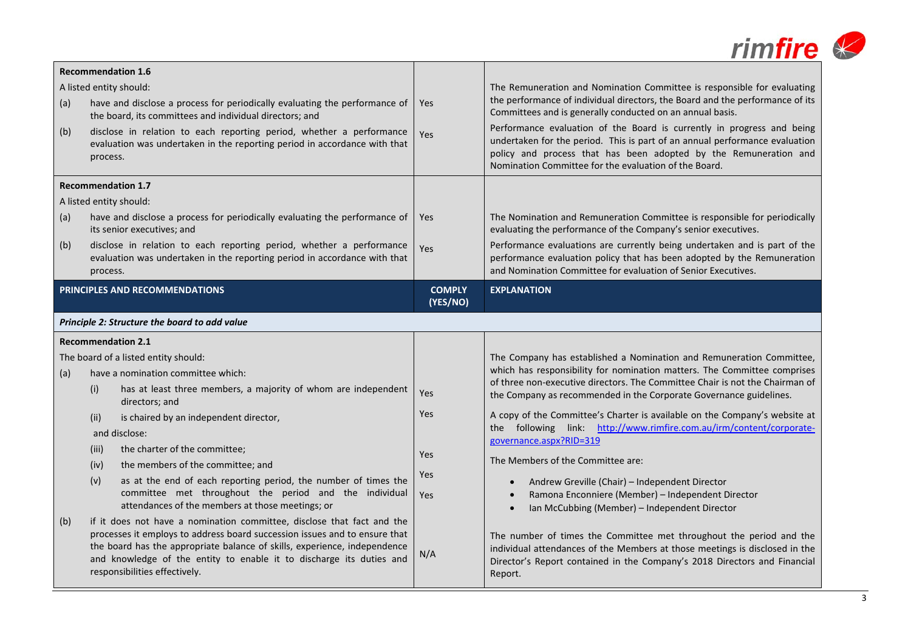| **Recommendation 1.6** | | |
|---|---|---|
| A listed entity should:<br>(a) have and disclose a process for periodically evaluating the performance of the board, its committees and individual directors; and<br>(b) disclose in relation to each reporting period, whether a performance evaluation was undertaken in the reporting period in accordance with that process. | Yes<br><br>Yes | The Remuneration and Nomination Committee is responsible for evaluating the performance of individual directors, the Board and the performance of its Committees and is generally conducted on an annual basis.<br><br>Performance evaluation of the Board is currently in progress and being undertaken for the period. This is part of an annual performance evaluation policy and process that has been adopted by the Remuneration and Nomination Committee for the evaluation of the Board. |
| **Recommendation 1.7** | | |
| A listed entity should:<br>(a) have and disclose a process for periodically evaluating the performance of its senior executives; and<br>(b) disclose in relation to each reporting period, whether a performance evaluation was undertaken in the reporting period in accordance with that process. | Yes<br><br>Yes | The Nomination and Remuneration Committee is responsible for periodically evaluating the performance of the Company's senior executives.<br><br>Performance evaluations are currently being undertaken and is part of the performance evaluation policy that has been adopted by the Remuneration and Nomination Committee for evaluation of Senior Executives. |
| **PRINCIPLES AND RECOMMENDATIONS** | **COMPLY (YES/NO)** | **EXPLANATION** |
| ***Principle 2: Structure the board to add value*** | | |
| **Recommendation 2.1** | | |
| The board of a listed entity should:<br>(a) have a nomination committee which:<br>(i) has at least three members, a majority of whom are independent directors; and<br>(ii) is chaired by an independent director,<br>and disclose:<br>(iii) the charter of the committee;<br>(iv) the members of the committee; and<br>(v) as at the end of each reporting period, the number of times the committee met throughout the period and the individual attendances of the members at those meetings; or<br>(b) if it does not have a nomination committee, disclose that fact and the processes it employs to address board succession issues and to ensure that the board has the appropriate balance of skills, experience, independence and knowledge of the entity to enable it to discharge its duties and responsibilities effectively. | Yes<br>Yes<br><br>Yes<br>Yes<br>Yes<br><br>N/A | The Company has established a Nomination and Remuneration Committee, which has responsibility for nomination matters. The Committee comprises of three non-executive directors. The Committee Chair is not the Chairman of the Company as recommended in the Corporate Governance guidelines.<br><br>A copy of the Committee's Charter is available on the Company's website at the following link: [http://www.rimfire.com.au/irm/content/corporate-governance.aspx?RID=319](http://www.rimfire.com.au/irm/content/corporate-governance.aspx?RID=319)<br><br>The Members of the Committee are:<br>• Andrew Greville (Chair) – Independent Director<br>• Ramona Enconniere (Member) – Independent Director<br>• Ian McCubbing (Member) – Independent Director<br><br>The number of times the Committee met throughout the period and the individual attendances of the Members at those meetings is disclosed in the Director's Report contained in the Company's 2018 Directors and Financial Report. |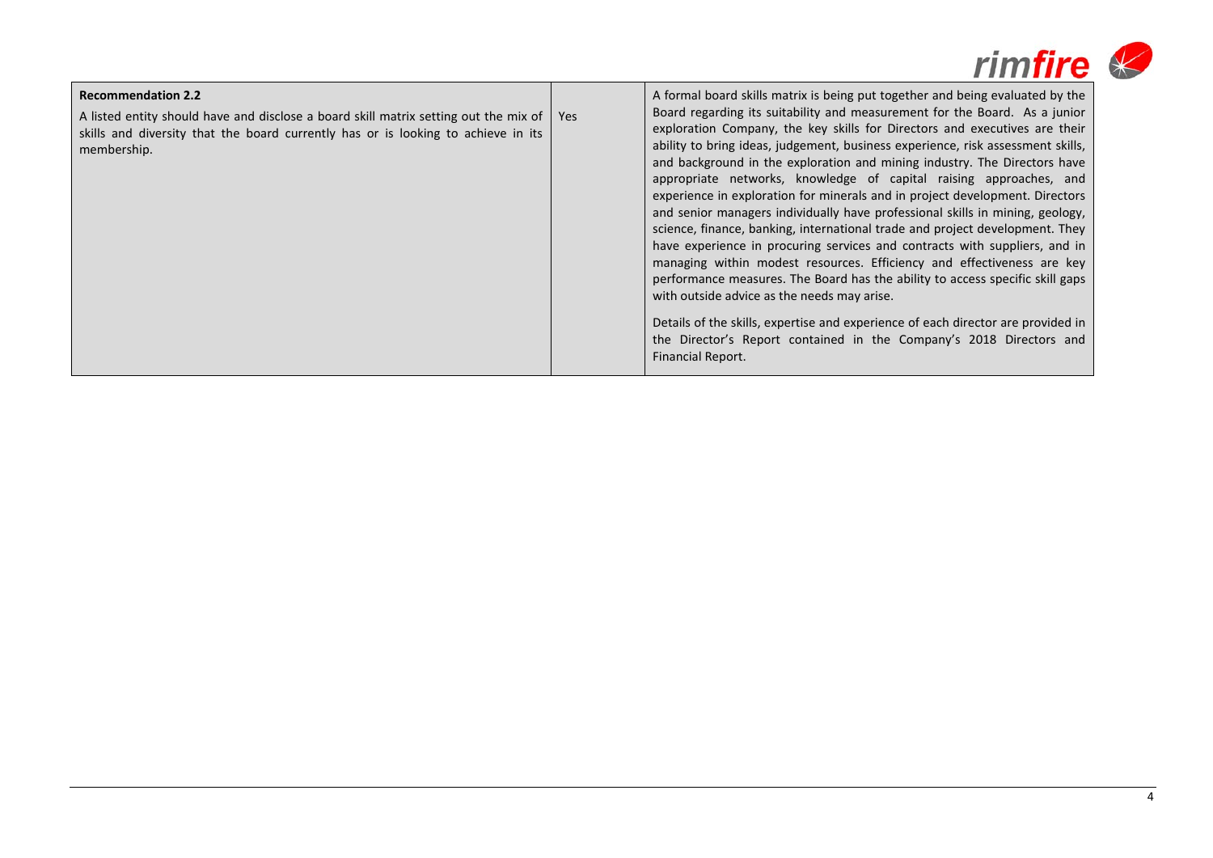| | | |
|---|---|---|
| **Recommendation 2.2**<br><br>A listed entity should have and disclose a board skill matrix setting out the mix of skills and diversity that the board currently has or is looking to achieve in its membership. | Yes | A formal board skills matrix is being put together and being evaluated by the Board regarding its suitability and measurement for the Board. As a junior exploration Company, the key skills for Directors and executives are their ability to bring ideas, judgement, business experience, risk assessment skills, and background in the exploration and mining industry. The Directors have appropriate networks, knowledge of capital raising approaches, and experience in exploration for minerals and in project development. Directors and senior managers individually have professional skills in mining, geology, science, finance, banking, international trade and project development. They have experience in procuring services and contracts with suppliers, and in managing within modest resources. Efficiency and effectiveness are key performance measures. The Board has the ability to access specific skill gaps with outside advice as the needs may arise.<br><br>Details of the skills, expertise and experience of each director are provided in the Director's Report contained in the Company's 2018 Directors and Financial Report. |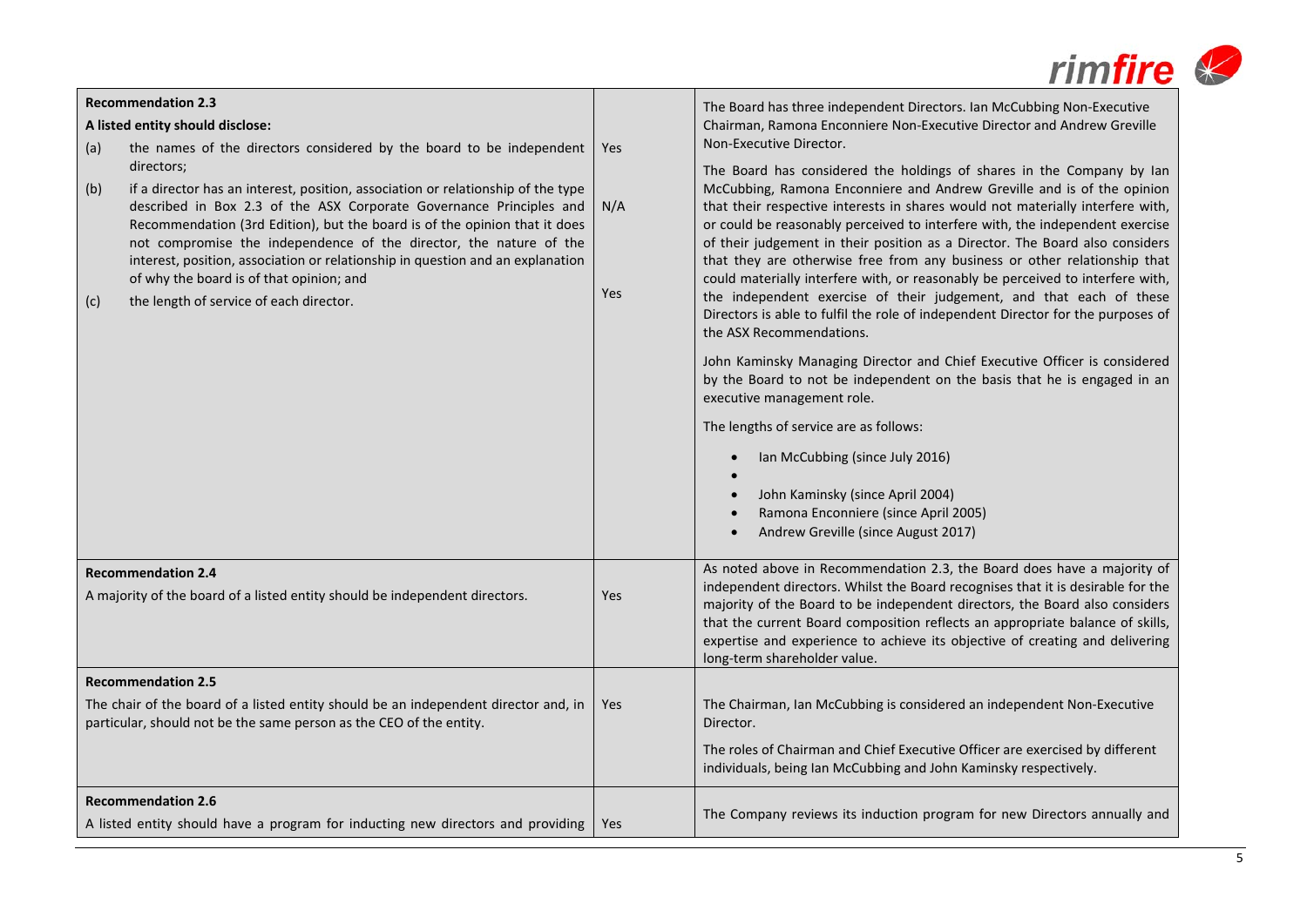| | | |
|---|---|---|
| **Recommendation 2.3**<br>**A listed entity should disclose:**<br>(a) the names of the directors considered by the board to be independent directors;<br>(b) if a director has an interest, position, association or relationship of the type described in Box 2.3 of the ASX Corporate Governance Principles and Recommendation (3rd Edition), but the board is of the opinion that it does not compromise the independence of the director, the nature of the interest, position, association or relationship in question and an explanation of why the board is of that opinion; and<br>(c) the length of service of each director. | Yes<br><br>N/A<br><br>Yes | The Board has three independent Directors. Ian McCubbing Non-Executive Chairman, Ramona Enconniere Non-Executive Director and Andrew Greville Non-Executive Director.<br><br>The Board has considered the holdings of shares in the Company by Ian McCubbing, Ramona Enconniere and Andrew Greville and is of the opinion that their respective interests in shares would not materially interfere with, or could be reasonably perceived to interfere with, the independent exercise of their judgement in their position as a Director. The Board also considers that they are otherwise free from any business or other relationship that could materially interfere with, or reasonably be perceived to interfere with, the independent exercise of their judgement, and that each of these Directors is able to fulfil the role of independent Director for the purposes of the ASX Recommendations.<br><br>John Kaminsky Managing Director and Chief Executive Officer is considered by the Board to not be independent on the basis that he is engaged in an executive management role.<br><br>The lengths of service are as follows:<br>• Ian McCubbing (since July 2016)<br>•<br>• John Kaminsky (since April 2004)<br>• Ramona Enconniere (since April 2005)<br>• Andrew Greville (since August 2017) |
| **Recommendation 2.4**<br>A majority of the board of a listed entity should be independent directors. | Yes | As noted above in Recommendation 2.3, the Board does have a majority of independent directors. Whilst the Board recognises that it is desirable for the majority of the Board to be independent directors, the Board also considers that the current Board composition reflects an appropriate balance of skills, expertise and experience to achieve its objective of creating and delivering long-term shareholder value. |
| **Recommendation 2.5**<br>The chair of the board of a listed entity should be an independent director and, in particular, should not be the same person as the CEO of the entity. | Yes | The Chairman, Ian McCubbing is considered an independent Non-Executive Director.<br><br>The roles of Chairman and Chief Executive Officer are exercised by different individuals, being Ian McCubbing and John Kaminsky respectively. |
| **Recommendation 2.6**<br>A listed entity should have a program for inducting new directors and providing | Yes | The Company reviews its induction program for new Directors annually and |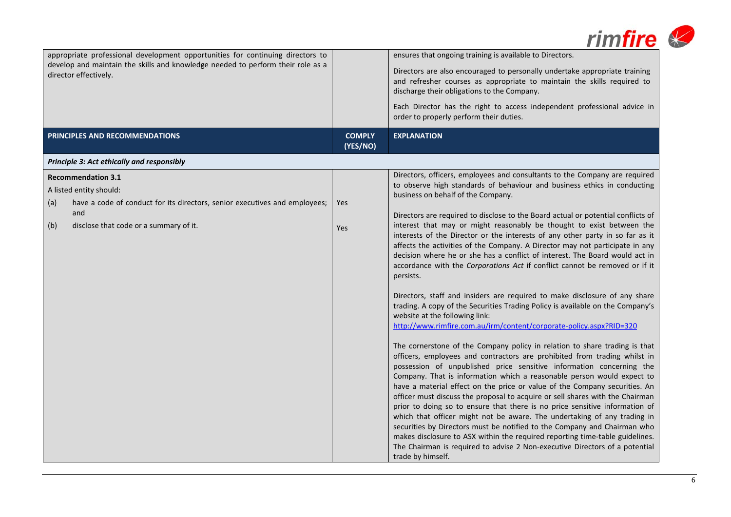| | | |
|---|---|---|
| appropriate professional development opportunities for continuing directors to develop and maintain the skills and knowledge needed to perform their role as a director effectively. | | ensures that ongoing training is available to Directors.<br><br>Directors are also encouraged to personally undertake appropriate training and refresher courses as appropriate to maintain the skills required to discharge their obligations to the Company.<br><br>Each Director has the right to access independent professional advice in order to properly perform their duties. |

| PRINCIPLES AND RECOMMENDATIONS | COMPLY (YES/NO) | EXPLANATION |
|---|---|---|
| ***Principle 3: Act ethically and responsibly*** | | |
| **Recommendation 3.1**<br>A listed entity should:<br>(a) have a code of conduct for its directors, senior executives and employees; and<br>(b) disclose that code or a summary of it. | <br><br>Yes<br><br>Yes | Directors, officers, employees and consultants to the Company are required to observe high standards of behaviour and business ethics in conducting business on behalf of the Company.<br><br>Directors are required to disclose to the Board actual or potential conflicts of interest that may or might reasonably be thought to exist between the interests of the Director or the interests of any other party in so far as it affects the activities of the Company. A Director may not participate in any decision where he or she has a conflict of interest. The Board would act in accordance with the *Corporations Act* if conflict cannot be removed or if it persists.<br><br>Directors, staff and insiders are required to make disclosure of any share trading. A copy of the Securities Trading Policy is available on the Company's website at the following link:<br>http://www.rimfire.com.au/irm/content/corporate-policy.aspx?RID=320<br><br>The cornerstone of the Company policy in relation to share trading is that officers, employees and contractors are prohibited from trading whilst in possession of unpublished price sensitive information concerning the Company. That is information which a reasonable person would expect to have a material effect on the price or value of the Company securities. An officer must discuss the proposal to acquire or sell shares with the Chairman prior to doing so to ensure that there is no price sensitive information of which that officer might not be aware. The undertaking of any trading in securities by Directors must be notified to the Company and Chairman who makes disclosure to ASX within the required reporting time-table guidelines. The Chairman is required to advise 2 Non-executive Directors of a potential trade by himself. |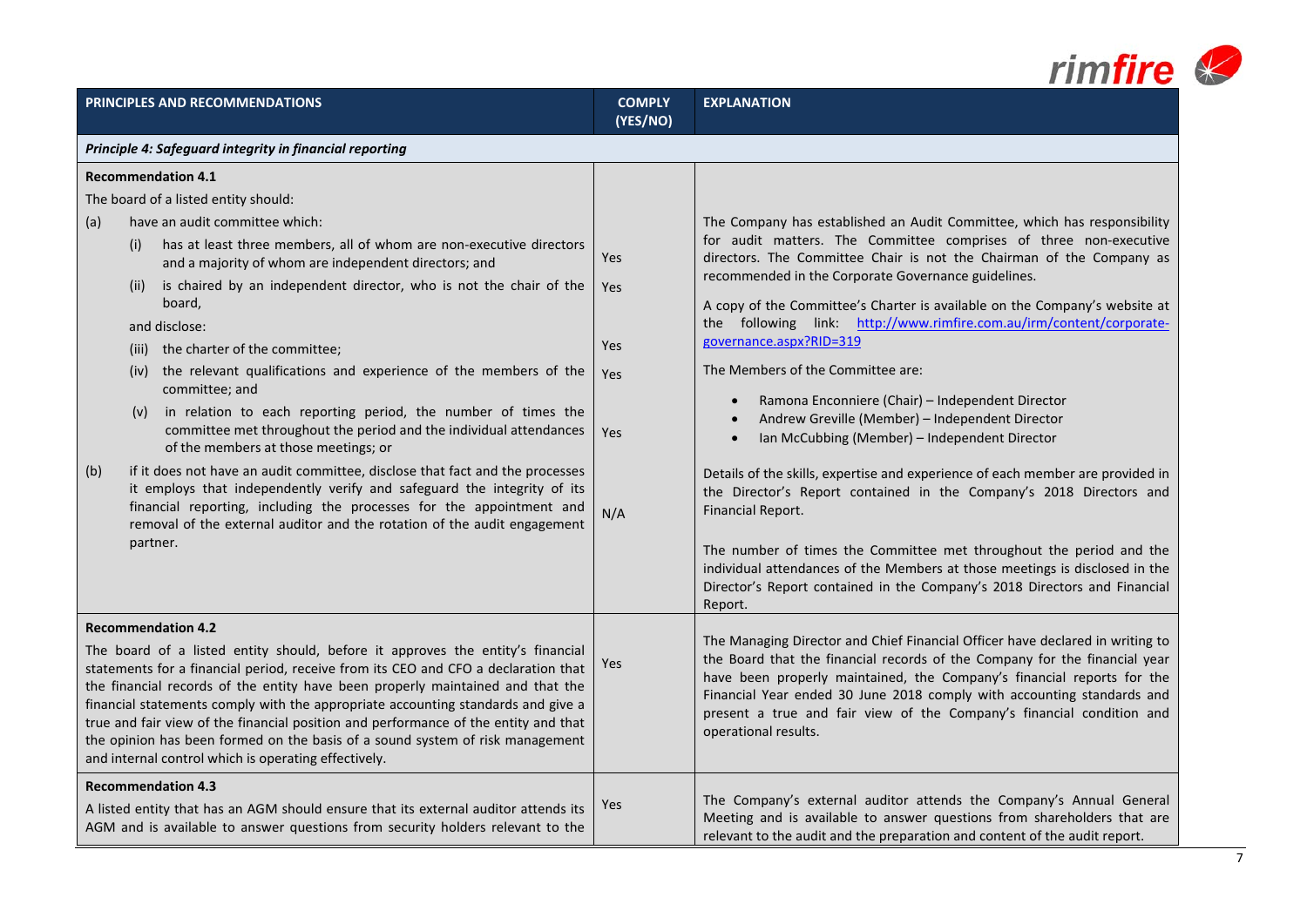| PRINCIPLES AND RECOMMENDATIONS | COMPLY (YES/NO) | EXPLANATION |
|---|---|---|
| ***Principle 4: Safeguard integrity in financial reporting*** | | |
| **Recommendation 4.1**<br>The board of a listed entity should:<br>(a) have an audit committee which:<br>(i) has at least three members, all of whom are non-executive directors and a majority of whom are independent directors; and<br>(ii) is chaired by an independent director, who is not the chair of the board,<br>and disclose:<br>(iii) the charter of the committee;<br>(iv) the relevant qualifications and experience of the members of the committee; and<br>(v) in relation to each reporting period, the number of times the committee met throughout the period and the individual attendances of the members at those meetings; or<br>(b) if it does not have an audit committee, disclose that fact and the processes it employs that independently verify and safeguard the integrity of its financial reporting, including the processes for the appointment and removal of the external auditor and the rotation of the audit engagement partner. | (i) Yes<br>(ii) Yes<br>(iii) Yes<br>(iv) Yes<br>(v) Yes<br>(b) N/A | The Company has established an Audit Committee, which has responsibility for audit matters. The Committee comprises of three non-executive directors. The Committee Chair is not the Chairman of the Company as recommended in the Corporate Governance guidelines.<br>A copy of the Committee's Charter is available on the Company's website at the following link: http://www.rimfire.com.au/irm/content/corporate-governance.aspx?RID=319<br>The Members of the Committee are:<br>• Ramona Enconniere (Chair) – Independent Director<br>• Andrew Greville (Member) – Independent Director<br>• Ian McCubbing (Member) – Independent Director<br>Details of the skills, expertise and experience of each member are provided in the Director's Report contained in the Company's 2018 Directors and Financial Report.<br>The number of times the Committee met throughout the period and the individual attendances of the Members at those meetings is disclosed in the Director's Report contained in the Company's 2018 Directors and Financial Report. |
| **Recommendation 4.2**<br>The board of a listed entity should, before it approves the entity's financial statements for a financial period, receive from its CEO and CFO a declaration that the financial records of the entity have been properly maintained and that the financial statements comply with the appropriate accounting standards and give a true and fair view of the financial position and performance of the entity and that the opinion has been formed on the basis of a sound system of risk management and internal control which is operating effectively. | Yes | The Managing Director and Chief Financial Officer have declared in writing to the Board that the financial records of the Company for the financial year have been properly maintained, the Company's financial reports for the Financial Year ended 30 June 2018 comply with accounting standards and present a true and fair view of the Company's financial condition and operational results. |
| **Recommendation 4.3**<br>A listed entity that has an AGM should ensure that its external auditor attends its AGM and is available to answer questions from security holders relevant to the | Yes | The Company's external auditor attends the Company's Annual General Meeting and is available to answer questions from shareholders that are relevant to the audit and the preparation and content of the audit report. |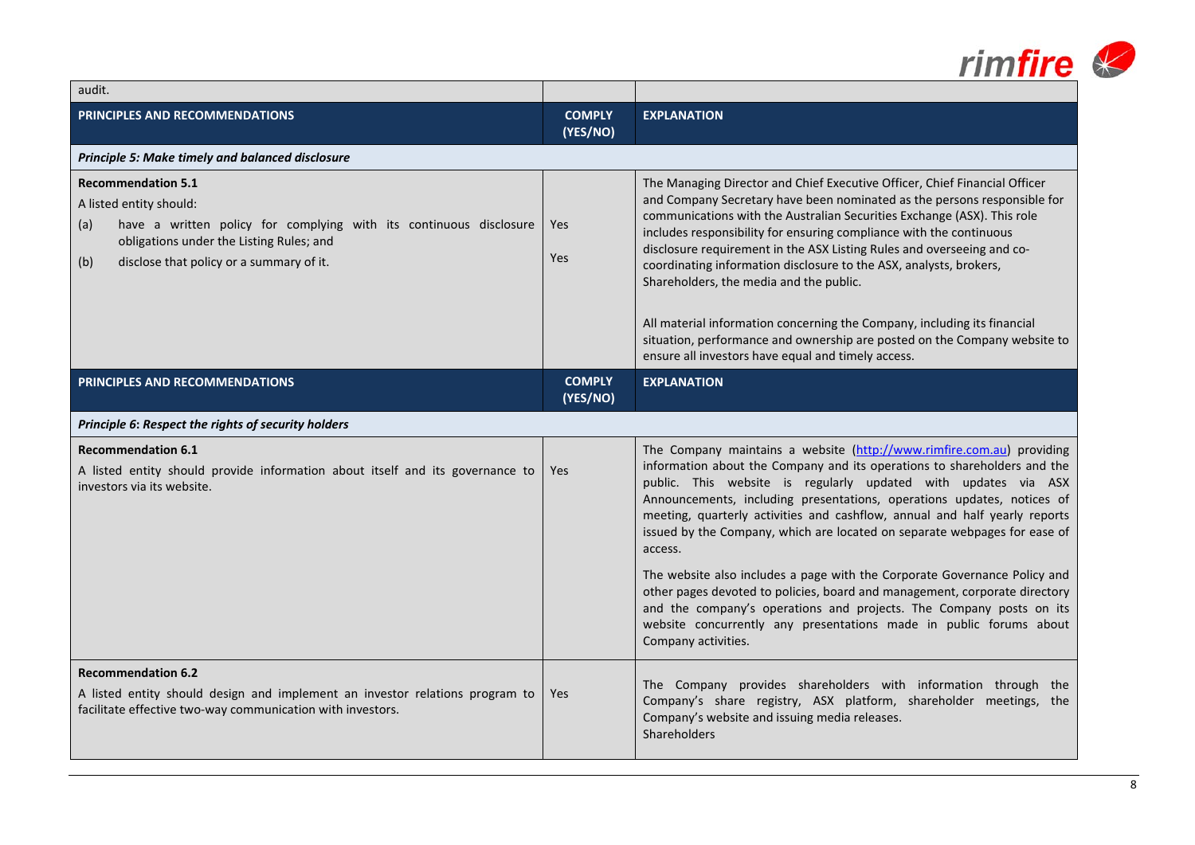| audit. | | |
|---|---|---|
| **PRINCIPLES AND RECOMMENDATIONS** | **COMPLY (YES/NO)** | **EXPLANATION** |
| ***Principle 5: Make timely and balanced disclosure*** | | |
| **Recommendation 5.1**<br>A listed entity should:<br>(a) have a written policy for complying with its continuous disclosure obligations under the Listing Rules; and<br>(b) disclose that policy or a summary of it. | Yes<br><br>Yes | The Managing Director and Chief Executive Officer, Chief Financial Officer and Company Secretary have been nominated as the persons responsible for communications with the Australian Securities Exchange (ASX). This role includes responsibility for ensuring compliance with the continuous disclosure requirement in the ASX Listing Rules and overseeing and co-coordinating information disclosure to the ASX, analysts, brokers, Shareholders, the media and the public.<br><br>All material information concerning the Company, including its financial situation, performance and ownership are posted on the Company website to ensure all investors have equal and timely access. |
| **PRINCIPLES AND RECOMMENDATIONS** | **COMPLY (YES/NO)** | **EXPLANATION** |
| ***Principle 6: Respect the rights of security holders*** | | |
| **Recommendation 6.1**<br>A listed entity should provide information about itself and its governance to investors via its website. | Yes | The Company maintains a website (http://www.rimfire.com.au) providing information about the Company and its operations to shareholders and the public. This website is regularly updated with updates via ASX Announcements, including presentations, operations updates, notices of meeting, quarterly activities and cashflow, annual and half yearly reports issued by the Company, which are located on separate webpages for ease of access.<br><br>The website also includes a page with the Corporate Governance Policy and other pages devoted to policies, board and management, corporate directory and the company's operations and projects. The Company posts on its website concurrently any presentations made in public forums about Company activities. |
| **Recommendation 6.2**<br>A listed entity should design and implement an investor relations program to facilitate effective two-way communication with investors. | Yes | The Company provides shareholders with information through the Company's share registry, ASX platform, shareholder meetings, the Company's website and issuing media releases.<br>Shareholders |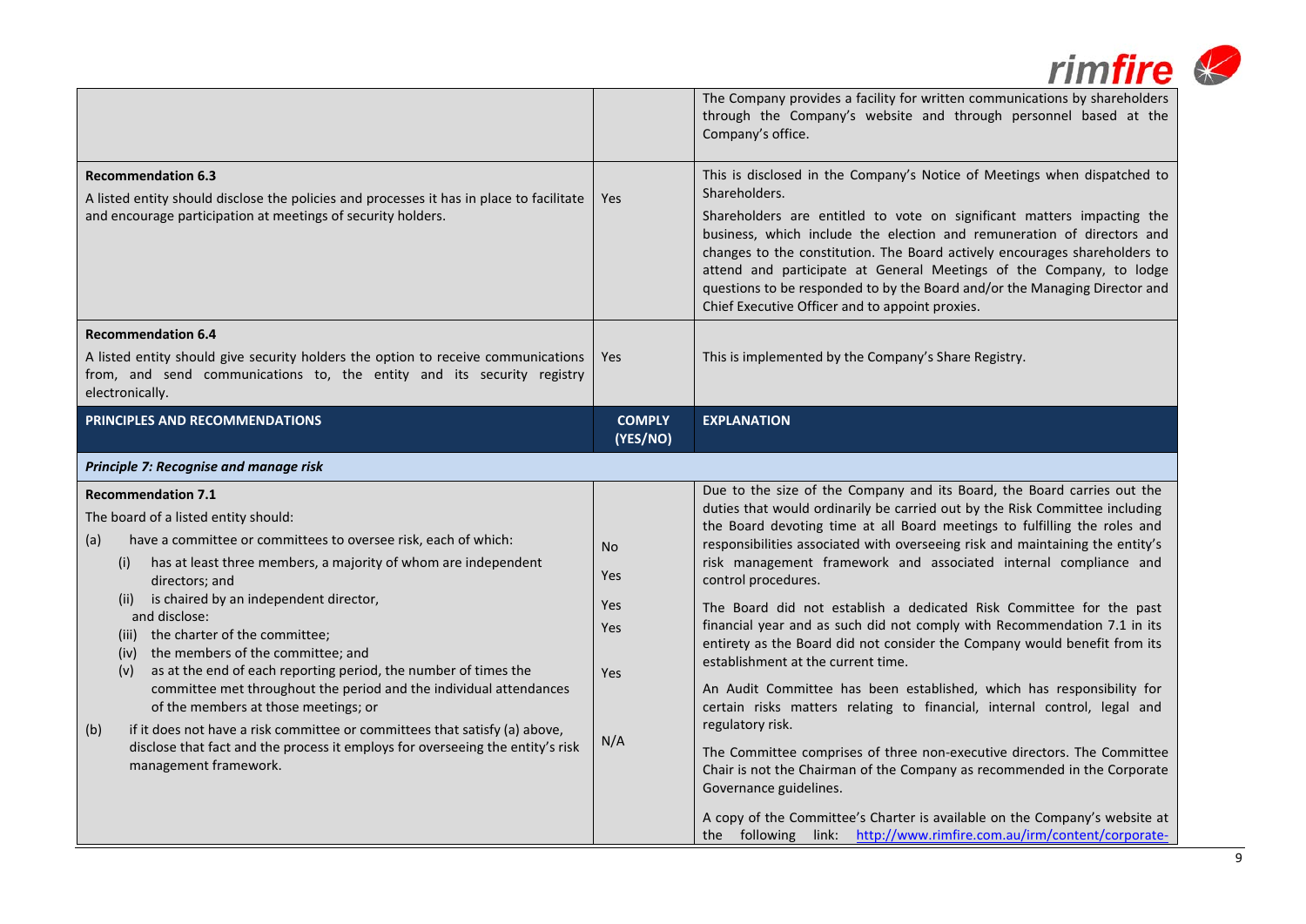| | | |
|---|---|---|
| | | The Company provides a facility for written communications by shareholders through the Company's website and through personnel based at the Company's office. |
| **Recommendation 6.3**<br>A listed entity should disclose the policies and processes it has in place to facilitate and encourage participation at meetings of security holders. | Yes | This is disclosed in the Company's Notice of Meetings when dispatched to Shareholders.<br>Shareholders are entitled to vote on significant matters impacting the business, which include the election and remuneration of directors and changes to the constitution. The Board actively encourages shareholders to attend and participate at General Meetings of the Company, to lodge questions to be responded to by the Board and/or the Managing Director and Chief Executive Officer and to appoint proxies. |
| **Recommendation 6.4**<br>A listed entity should give security holders the option to receive communications from, and send communications to, the entity and its security registry electronically. | Yes | This is implemented by the Company's Share Registry. |

| PRINCIPLES AND RECOMMENDATIONS | COMPLY (YES/NO) | EXPLANATION |
|---|---|---|
| ***Principle 7: Recognise and manage risk*** | | |
| **Recommendation 7.1**<br>The board of a listed entity should:<br>(a) have a committee or committees to oversee risk, each of which:<br>(i) has at least three members, a majority of whom are independent directors; and<br>(ii) is chaired by an independent director,<br>and disclose:<br>(iii) the charter of the committee;<br>(iv) the members of the committee; and<br>(v) as at the end of each reporting period, the number of times the committee met throughout the period and the individual attendances of the members at those meetings; or<br>(b) if it does not have a risk committee or committees that satisfy (a) above, disclose that fact and the process it employs for overseeing the entity's risk management framework. | No<br>Yes<br>Yes<br>Yes<br>Yes<br>N/A | Due to the size of the Company and its Board, the Board carries out the duties that would ordinarily be carried out by the Risk Committee including the Board devoting time at all Board meetings to fulfilling the roles and responsibilities associated with overseeing risk and maintaining the entity's risk management framework and associated internal compliance and control procedures.<br>The Board did not establish a dedicated Risk Committee for the past financial year and as such did not comply with Recommendation 7.1 in its entirety as the Board did not consider the Company would benefit from its establishment at the current time.<br>An Audit Committee has been established, which has responsibility for certain risks matters relating to financial, internal control, legal and regulatory risk.<br>The Committee comprises of three non-executive directors. The Committee Chair is not the Chairman of the Company as recommended in the Corporate Governance guidelines.<br>A copy of the Committee's Charter is available on the Company's website at the following link: http://www.rimfire.com.au/irm/content/corporate- |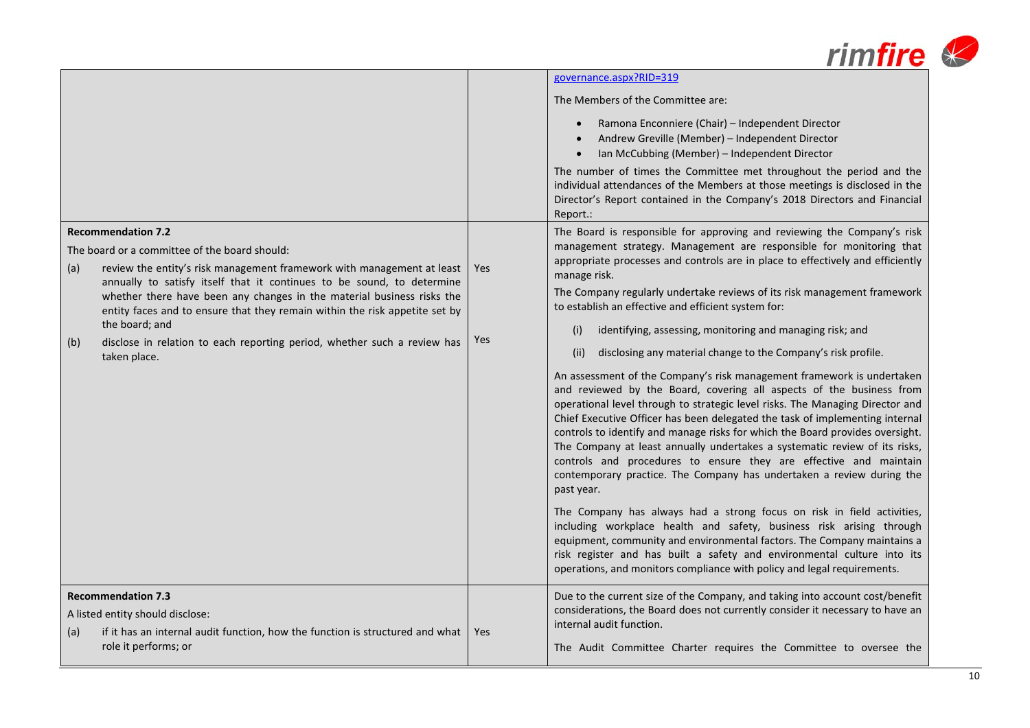| | | |
|---|---|---|
| | | governance.aspx?RID=319<br><br>The Members of the Committee are:<br><br>• Ramona Enconniere (Chair) – Independent Director<br>• Andrew Greville (Member) – Independent Director<br>• Ian McCubbing (Member) – Independent Director<br><br>The number of times the Committee met throughout the period and the individual attendances of the Members at those meetings is disclosed in the Director's Report contained in the Company's 2018 Directors and Financial Report.: |
| **Recommendation 7.2**<br><br>The board or a committee of the board should:<br><br>(a) review the entity's risk management framework with management at least annually to satisfy itself that it continues to be sound, to determine whether there have been any changes in the material business risks the entity faces and to ensure that they remain within the risk appetite set by the board; and<br><br>(b) disclose in relation to each reporting period, whether such a review has taken place. | Yes<br><br>Yes | The Board is responsible for approving and reviewing the Company's risk management strategy. Management are responsible for monitoring that appropriate processes and controls are in place to effectively and efficiently manage risk.<br><br>The Company regularly undertake reviews of its risk management framework to establish an effective and efficient system for:<br><br>(i) identifying, assessing, monitoring and managing risk; and<br><br>(ii) disclosing any material change to the Company's risk profile.<br><br>An assessment of the Company's risk management framework is undertaken and reviewed by the Board, covering all aspects of the business from operational level through to strategic level risks. The Managing Director and Chief Executive Officer has been delegated the task of implementing internal controls to identify and manage risks for which the Board provides oversight. The Company at least annually undertakes a systematic review of its risks, controls and procedures to ensure they are effective and maintain contemporary practice. The Company has undertaken a review during the past year.<br><br>The Company has always had a strong focus on risk in field activities, including workplace health and safety, business risk arising through equipment, community and environmental factors. The Company maintains a risk register and has built a safety and environmental culture into its operations, and monitors compliance with policy and legal requirements. |
| **Recommendation 7.3**<br><br>A listed entity should disclose:<br><br>(a) if it has an internal audit function, how the function is structured and what role it performs; or | Yes | Due to the current size of the Company, and taking into account cost/benefit considerations, the Board does not currently consider it necessary to have an internal audit function.<br><br>The Audit Committee Charter requires the Committee to oversee the |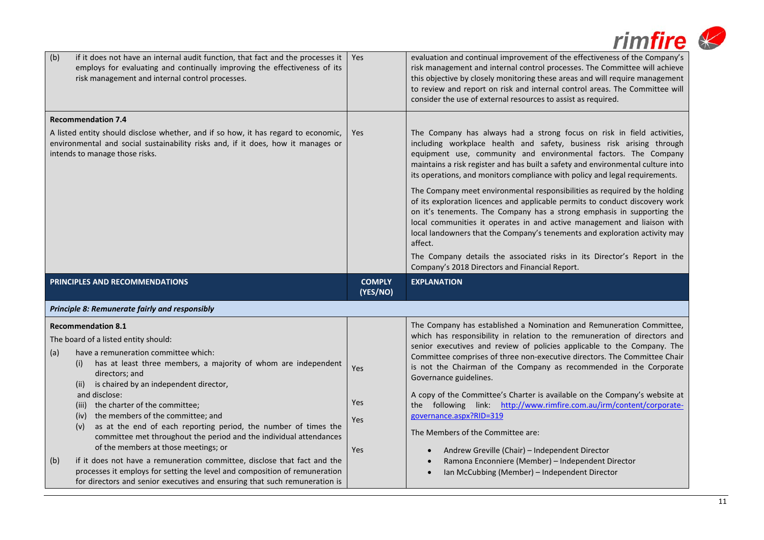| | | |
|---|---|---|
| (b) if it does not have an internal audit function, that fact and the processes it employs for evaluating and continually improving the effectiveness of its risk management and internal control processes. | Yes | evaluation and continual improvement of the effectiveness of the Company's risk management and internal control processes. The Committee will achieve this objective by closely monitoring these areas and will require management to review and report on risk and internal control areas. The Committee will consider the use of external resources to assist as required. |
| **Recommendation 7.4**<br>A listed entity should disclose whether, and if so how, it has regard to economic, environmental and social sustainability risks and, if it does, how it manages or intends to manage those risks. | Yes | The Company has always had a strong focus on risk in field activities, including workplace health and safety, business risk arising through equipment use, community and environmental factors. The Company maintains a risk register and has built a safety and environmental culture into its operations, and monitors compliance with policy and legal requirements.<br>The Company meet environmental responsibilities as required by the holding of its exploration licences and applicable permits to conduct discovery work on it's tenements. The Company has a strong emphasis in supporting the local communities it operates in and active management and liaison with local landowners that the Company's tenements and exploration activity may affect.<br>The Company details the associated risks in its Director's Report in the Company's 2018 Directors and Financial Report. |

| PRINCIPLES AND RECOMMENDATIONS | COMPLY (YES/NO) | EXPLANATION |
|---|---|---|
| ***Principle 8: Remunerate fairly and responsibly*** | | |
| **Recommendation 8.1**<br>The board of a listed entity should:<br>(a) have a remuneration committee which:<br>(i) has at least three members, a majority of whom are independent directors; and<br>(ii) is chaired by an independent director,<br>and disclose:<br>(iii) the charter of the committee;<br>(iv) the members of the committee; and<br>(v) as at the end of each reporting period, the number of times the committee met throughout the period and the individual attendances of the members at those meetings; or<br>(b) if it does not have a remuneration committee, disclose that fact and the processes it employs for setting the level and composition of remuneration for directors and senior executives and ensuring that such remuneration is | Yes<br><br>Yes<br>Yes<br><br>Yes | The Company has established a Nomination and Remuneration Committee, which has responsibility in relation to the remuneration of directors and senior executives and review of policies applicable to the Company. The Committee comprises of three non-executive directors. The Committee Chair is not the Chairman of the Company as recommended in the Corporate Governance guidelines.<br>A copy of the Committee's Charter is available on the Company's website at the following link: [http://www.rimfire.com.au/irm/content/corporate-governance.aspx?RID=319](http://www.rimfire.com.au/irm/content/corporate-governance.aspx?RID=319)<br>The Members of the Committee are:<br>• Andrew Greville (Chair) – Independent Director<br>• Ramona Enconniere (Member) – Independent Director<br>• Ian McCubbing (Member) – Independent Director |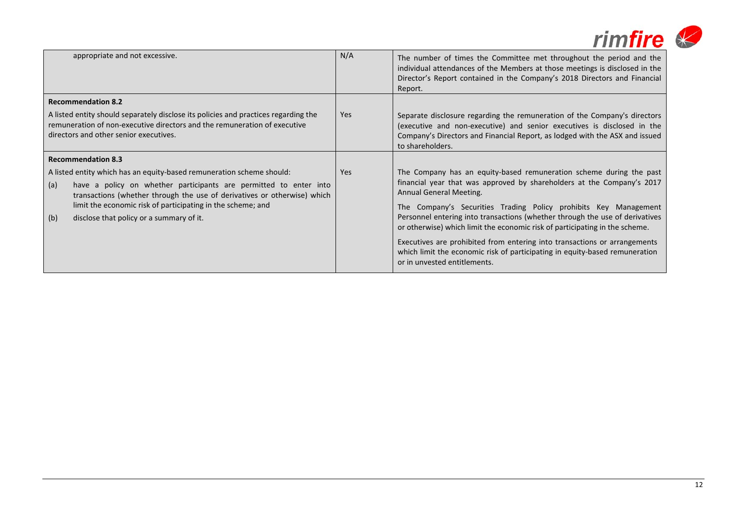| | | |
|---|---|---|
| appropriate and not excessive. | N/A | The number of times the Committee met throughout the period and the individual attendances of the Members at those meetings is disclosed in the Director's Report contained in the Company's 2018 Directors and Financial Report. |
| **Recommendation 8.2**<br><br>A listed entity should separately disclose its policies and practices regarding the remuneration of non-executive directors and the remuneration of executive directors and other senior executives. | Yes | Separate disclosure regarding the remuneration of the Company's directors (executive and non-executive) and senior executives is disclosed in the Company's Directors and Financial Report, as lodged with the ASX and issued to shareholders. |
| **Recommendation 8.3**<br><br>A listed entity which has an equity-based remuneration scheme should:<br><br>(a) have a policy on whether participants are permitted to enter into transactions (whether through the use of derivatives or otherwise) which limit the economic risk of participating in the scheme; and<br><br>(b) disclose that policy or a summary of it. | Yes | The Company has an equity-based remuneration scheme during the past financial year that was approved by shareholders at the Company's 2017 Annual General Meeting.<br><br>The Company's Securities Trading Policy prohibits Key Management Personnel entering into transactions (whether through the use of derivatives or otherwise) which limit the economic risk of participating in the scheme.<br><br>Executives are prohibited from entering into transactions or arrangements which limit the economic risk of participating in equity-based remuneration or in unvested entitlements. |